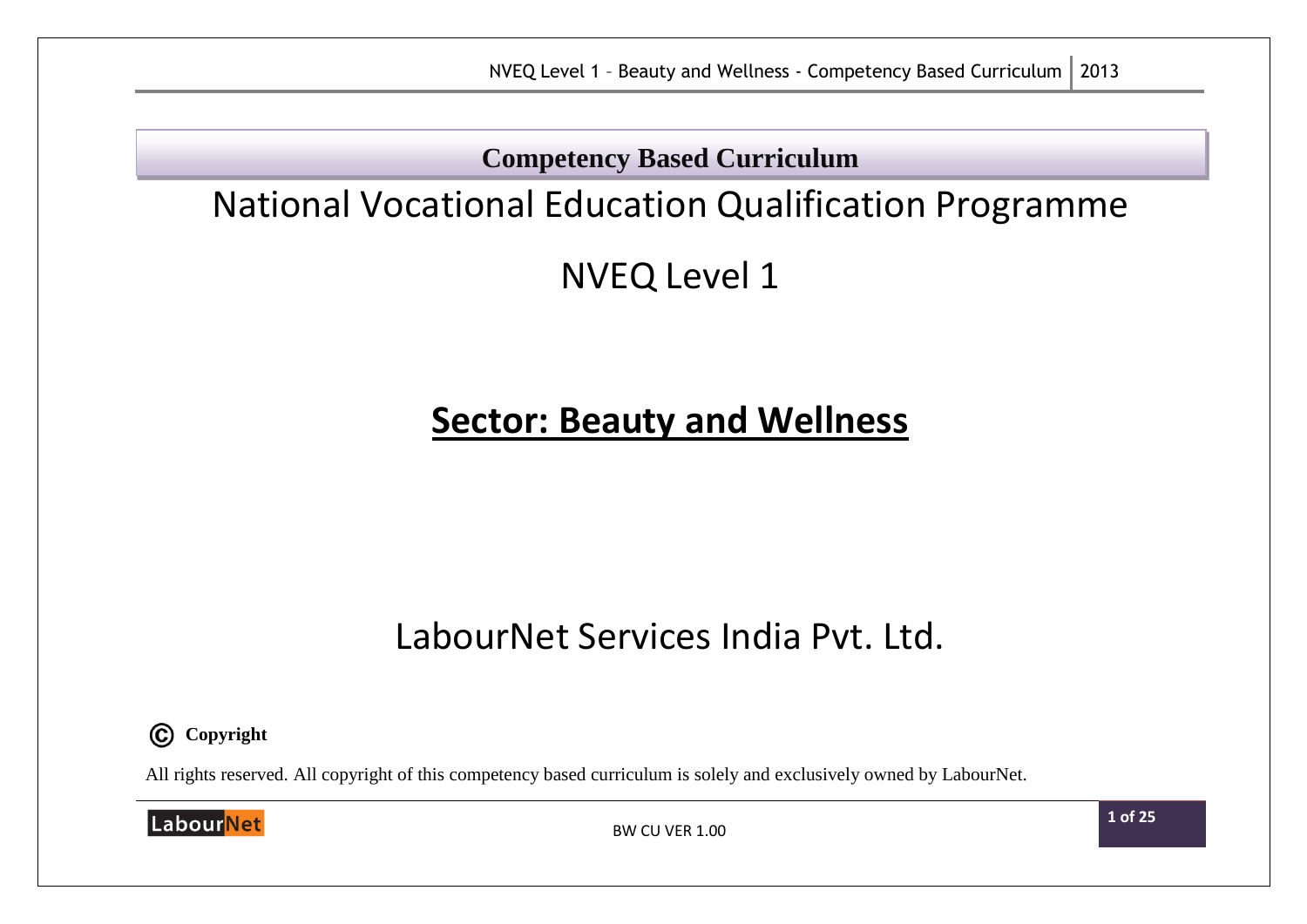**Competency Based Curriculum**

# National Vocational Education Qualification Programme

## NVEQ Level 1

## Sector: Beauty and Wellness

LabourNet Services India Pvt. Ltd.

Ⓒ **Copyright**

All rights reserved. All copyright of this competency based curriculum is solely and exclusively owned by LabourNet.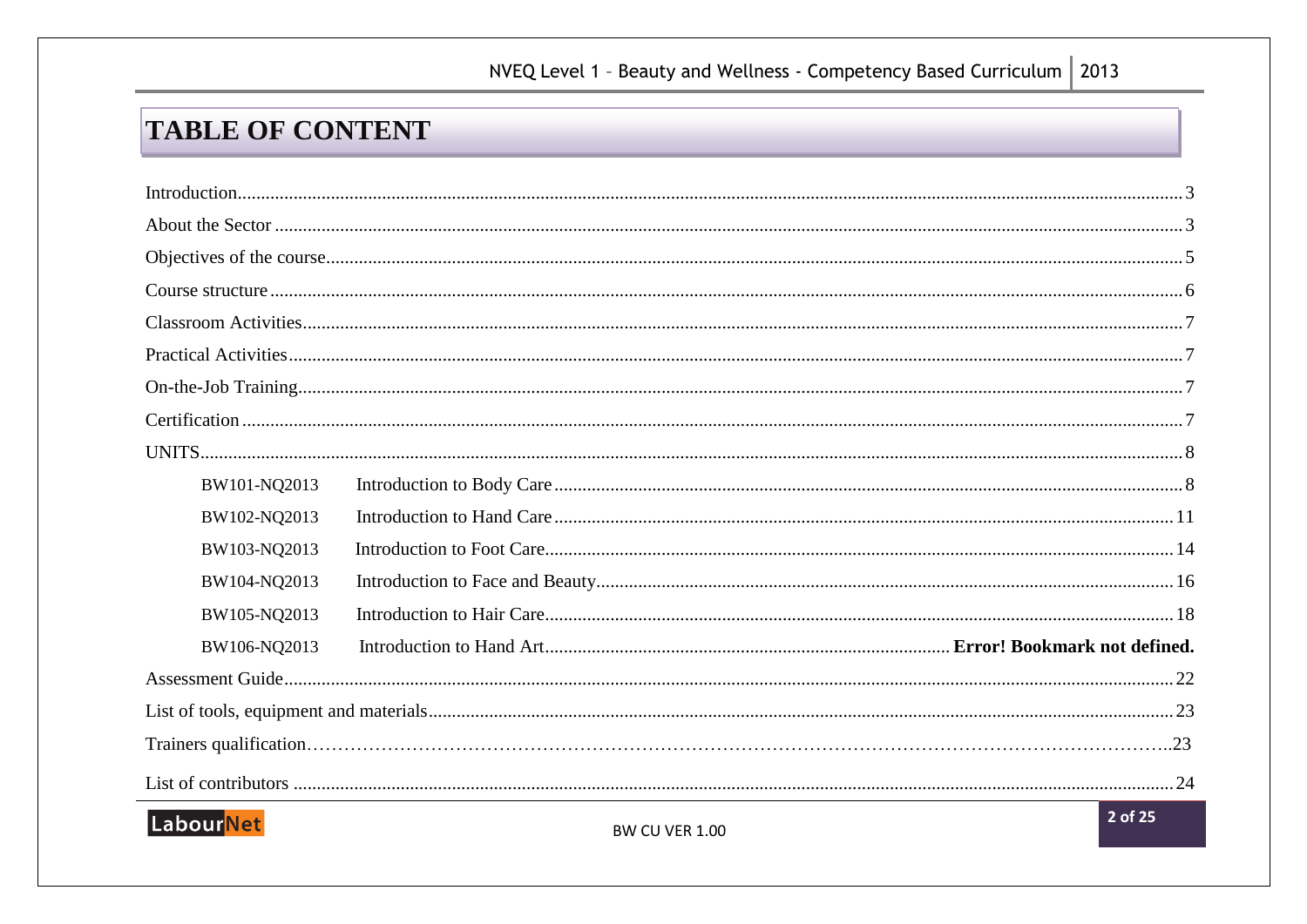# TABLE OF CONTENT

Introduction....3
About the Sector....3
Objectives of the course....5
Course structure....6
Classroom Activities....7
Practical Activities....7
On-the-Job Training....7
Certification....7
UNITS....8

- BW101-NQ2013 Introduction to Body Care....8
- BW102-NQ2013 Introduction to Hand Care....11
- BW103-NQ2013 Introduction to Foot Care....14
- BW104-NQ2013 Introduction to Face and Beauty....16
- BW105-NQ2013 Introduction to Hair Care....18
- BW106-NQ2013 Introduction to Hand Art.... **Error! Bookmark not defined.**

Assessment Guide....22
List of tools, equipment and materials....23
Trainers qualification....23
List of contributors....24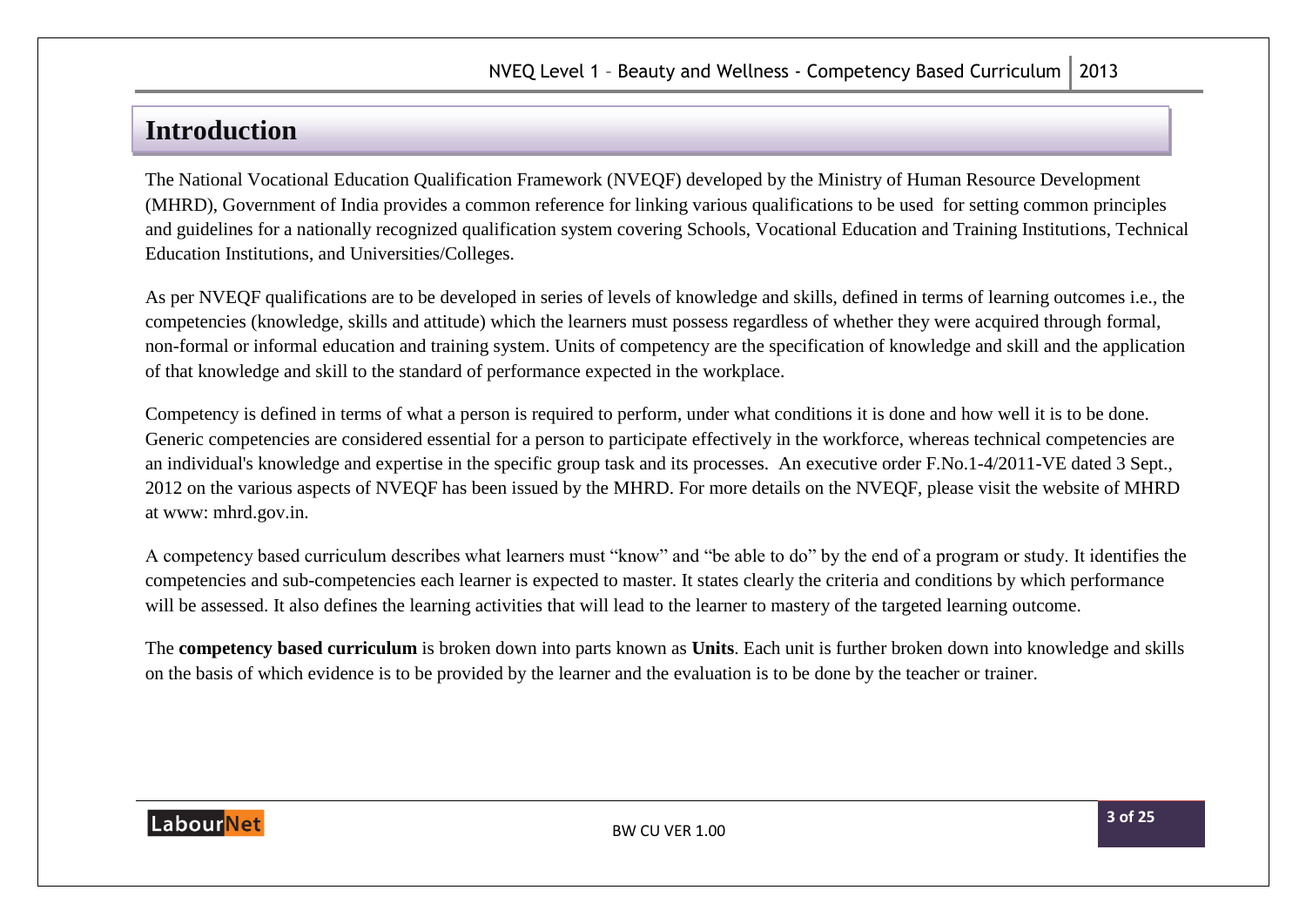# Introduction

The National Vocational Education Qualification Framework (NVEQF) developed by the Ministry of Human Resource Development (MHRD), Government of India provides a common reference for linking various qualifications to be used for setting common principles and guidelines for a nationally recognized qualification system covering Schools, Vocational Education and Training Institutions, Technical Education Institutions, and Universities/Colleges.

As per NVEQF qualifications are to be developed in series of levels of knowledge and skills, defined in terms of learning outcomes i.e., the competencies (knowledge, skills and attitude) which the learners must possess regardless of whether they were acquired through formal, non-formal or informal education and training system. Units of competency are the specification of knowledge and skill and the application of that knowledge and skill to the standard of performance expected in the workplace.

Competency is defined in terms of what a person is required to perform, under what conditions it is done and how well it is to be done. Generic competencies are considered essential for a person to participate effectively in the workforce, whereas technical competencies are an individual's knowledge and expertise in the specific group task and its processes. An executive order F.No.1-4/2011-VE dated 3 Sept., 2012 on the various aspects of NVEQF has been issued by the MHRD. For more details on the NVEQF, please visit the website of MHRD at www: mhrd.gov.in.

A competency based curriculum describes what learners must "know" and "be able to do" by the end of a program or study. It identifies the competencies and sub-competencies each learner is expected to master. It states clearly the criteria and conditions by which performance will be assessed. It also defines the learning activities that will lead to the learner to mastery of the targeted learning outcome.

The **competency based curriculum** is broken down into parts known as **Units**. Each unit is further broken down into knowledge and skills on the basis of which evidence is to be provided by the learner and the evaluation is to be done by the teacher or trainer.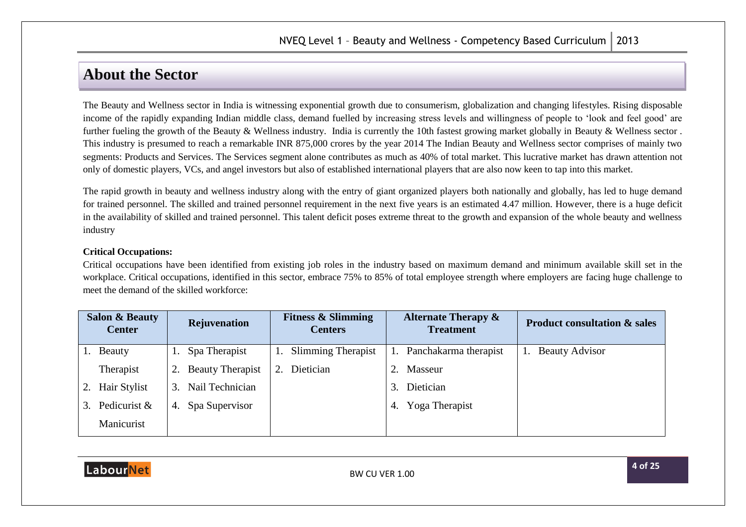## About the Sector

The Beauty and Wellness sector in India is witnessing exponential growth due to consumerism, globalization and changing lifestyles. Rising disposable income of the rapidly expanding Indian middle class, demand fuelled by increasing stress levels and willingness of people to 'look and feel good' are further fueling the growth of the Beauty & Wellness industry. India is currently the 10th fastest growing market globally in Beauty & Wellness sector . This industry is presumed to reach a remarkable INR 875,000 crores by the year 2014 The Indian Beauty and Wellness sector comprises of mainly two segments: Products and Services. The Services segment alone contributes as much as 40% of total market. This lucrative market has drawn attention not only of domestic players, VCs, and angel investors but also of established international players that are also now keen to tap into this market.

The rapid growth in beauty and wellness industry along with the entry of giant organized players both nationally and globally, has led to huge demand for trained personnel. The skilled and trained personnel requirement in the next five years is an estimated 4.47 million. However, there is a huge deficit in the availability of skilled and trained personnel. This talent deficit poses extreme threat to the growth and expansion of the whole beauty and wellness industry

**Critical Occupations:**

Critical occupations have been identified from existing job roles in the industry based on maximum demand and minimum available skill set in the workplace. Critical occupations, identified in this sector, embrace 75% to 85% of total employee strength where employers are facing huge challenge to meet the demand of the skilled workforce:

| Salon & Beauty Center | Rejuvenation | Fitness & Slimming Centers | Alternate Therapy & Treatment | Product consultation & sales |
|---|---|---|---|---|
| 1. Beauty Therapist | 1. Spa Therapist | 1. Slimming Therapist | 1. Panchakarma therapist | 1. Beauty Advisor |
| 2. Hair Stylist | 2. Beauty Therapist | 2. Dietician | 2. Masseur | |
| 3. Pedicurist & Manicurist | 3. Nail Technician | | 3. Dietician | |
| | 4. Spa Supervisor | | 4. Yoga Therapist | |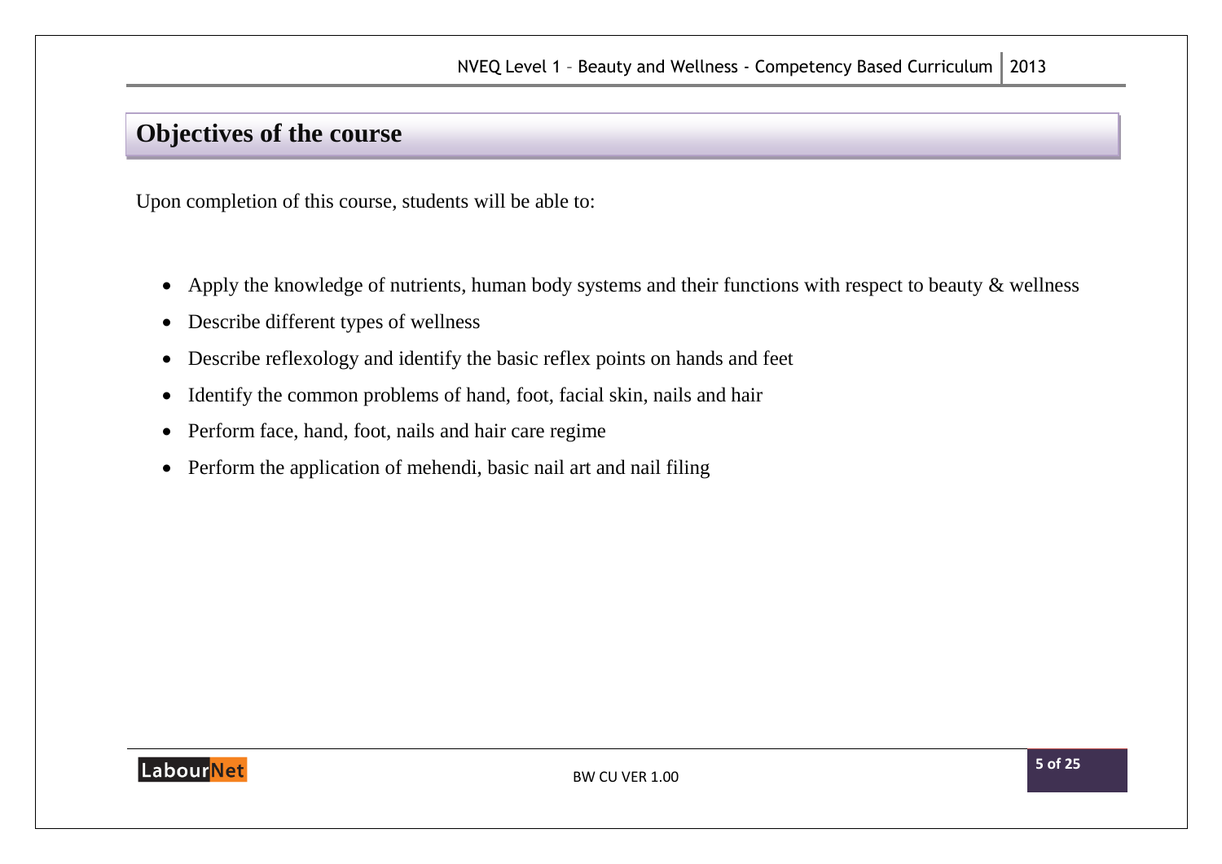## Objectives of the course

Upon completion of this course, students will be able to:

- Apply the knowledge of nutrients, human body systems and their functions with respect to beauty & wellness
- Describe different types of wellness
- Describe reflexology and identify the basic reflex points on hands and feet
- Identify the common problems of hand, foot, facial skin, nails and hair
- Perform face, hand, foot, nails and hair care regime
- Perform the application of mehendi, basic nail art and nail filing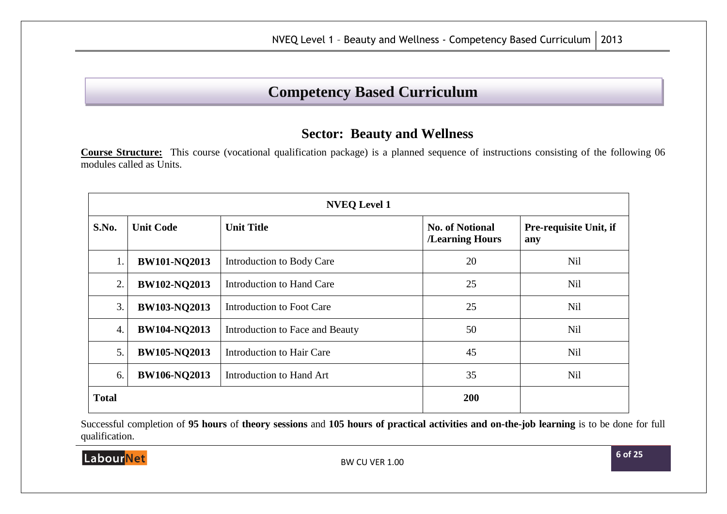# Competency Based Curriculum

## Sector: Beauty and Wellness

**Course Structure:** This course (vocational qualification package) is a planned sequence of instructions consisting of the following 06 modules called as Units.

| NVEQ Level 1 | | | | |
|---|---|---|---|---|
| **S.No.** | **Unit Code** | **Unit Title** | **No. of Notional /Learning Hours** | **Pre-requisite Unit, if any** |
| 1. | **BW101-NQ2013** | Introduction to Body Care | 20 | Nil |
| 2. | **BW102-NQ2013** | Introduction to Hand Care | 25 | Nil |
| 3. | **BW103-NQ2013** | Introduction to Foot Care | 25 | Nil |
| 4. | **BW104-NQ2013** | Introduction to Face and Beauty | 50 | Nil |
| 5. | **BW105-NQ2013** | Introduction to Hair Care | 45 | Nil |
| 6. | **BW106-NQ2013** | Introduction to Hand Art | 35 | Nil |
| **Total** | | | **200** | |

Successful completion of **95 hours** of **theory sessions** and **105 hours of practical activities and on-the-job learning** is to be done for full qualification.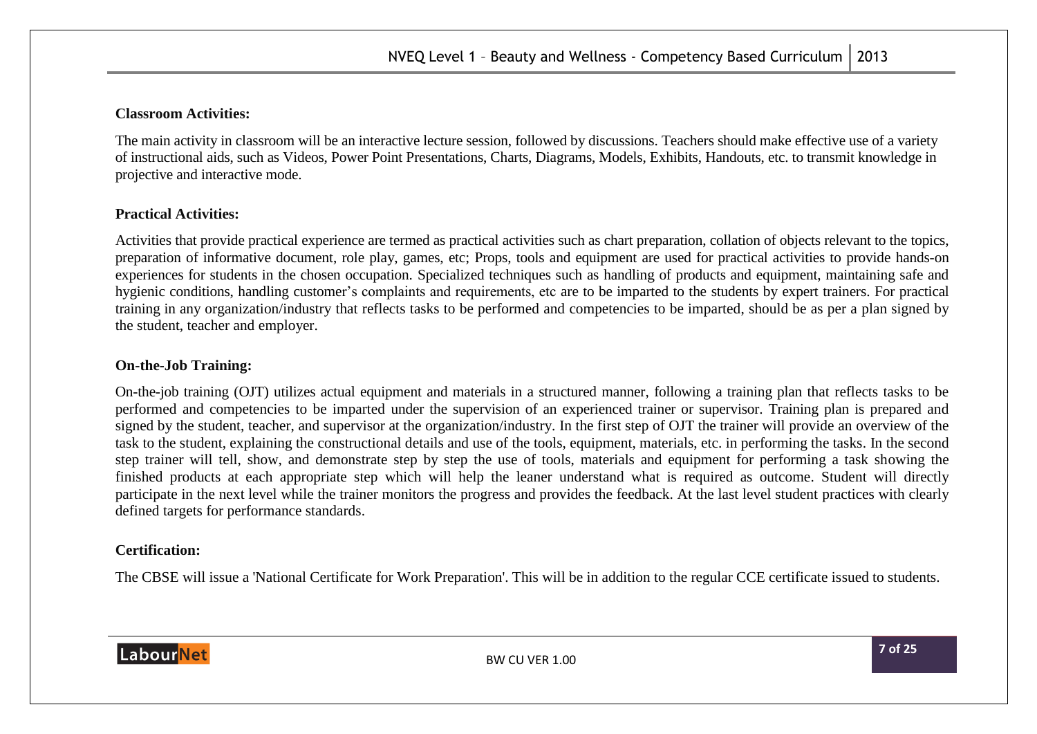**Classroom Activities:**

The main activity in classroom will be an interactive lecture session, followed by discussions. Teachers should make effective use of a variety of instructional aids, such as Videos, Power Point Presentations, Charts, Diagrams, Models, Exhibits, Handouts, etc. to transmit knowledge in projective and interactive mode.

**Practical Activities:**

Activities that provide practical experience are termed as practical activities such as chart preparation, collation of objects relevant to the topics, preparation of informative document, role play, games, etc; Props, tools and equipment are used for practical activities to provide hands-on experiences for students in the chosen occupation. Specialized techniques such as handling of products and equipment, maintaining safe and hygienic conditions, handling customer's complaints and requirements, etc are to be imparted to the students by expert trainers. For practical training in any organization/industry that reflects tasks to be performed and competencies to be imparted, should be as per a plan signed by the student, teacher and employer.

**On-the-Job Training:**

On-the-job training (OJT) utilizes actual equipment and materials in a structured manner, following a training plan that reflects tasks to be performed and competencies to be imparted under the supervision of an experienced trainer or supervisor. Training plan is prepared and signed by the student, teacher, and supervisor at the organization/industry. In the first step of OJT the trainer will provide an overview of the task to the student, explaining the constructional details and use of the tools, equipment, materials, etc. in performing the tasks. In the second step trainer will tell, show, and demonstrate step by step the use of tools, materials and equipment for performing a task showing the finished products at each appropriate step which will help the leaner understand what is required as outcome. Student will directly participate in the next level while the trainer monitors the progress and provides the feedback. At the last level student practices with clearly defined targets for performance standards.

**Certification:**

The CBSE will issue a 'National Certificate for Work Preparation'. This will be in addition to the regular CCE certificate issued to students.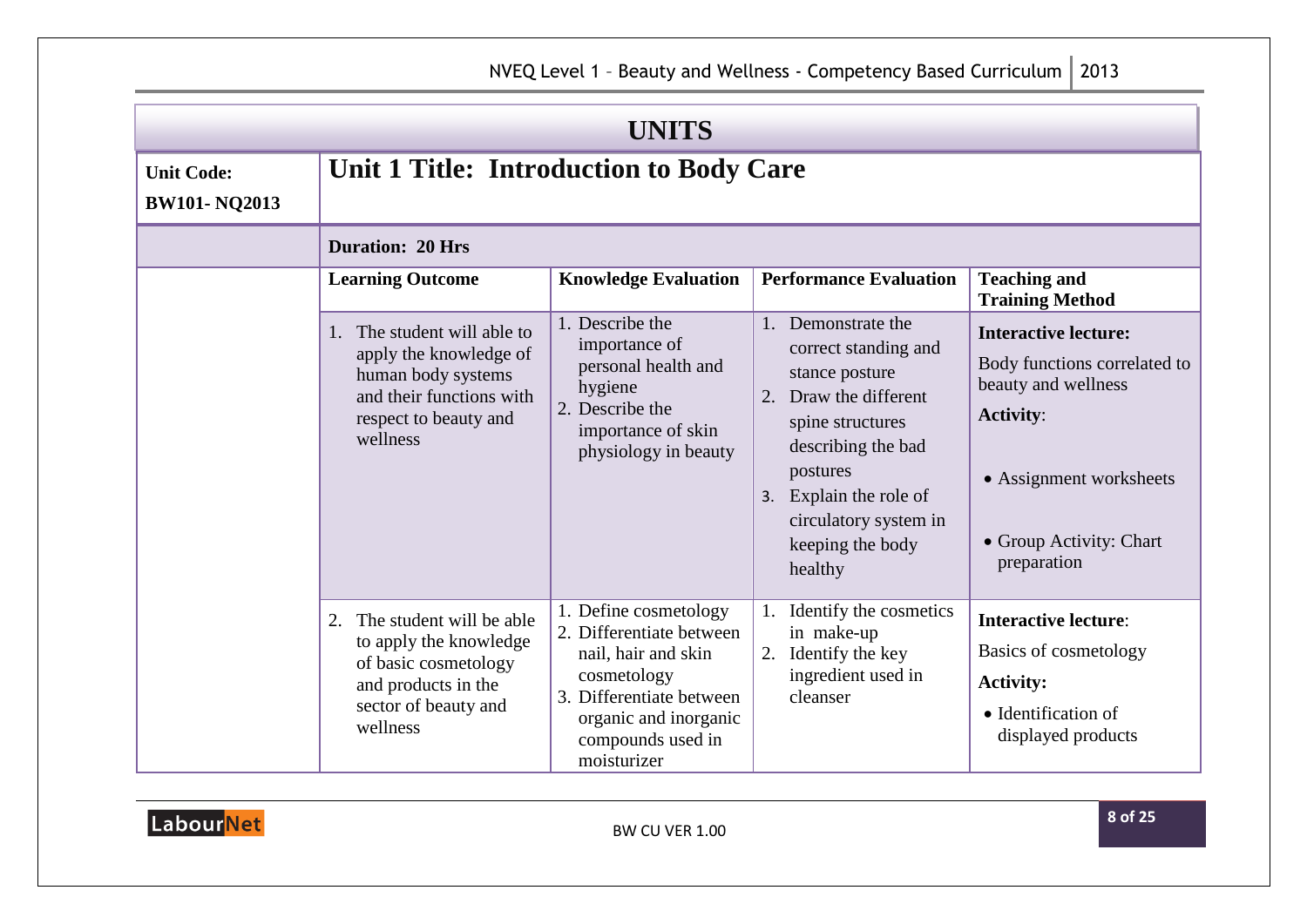# UNITS

| Unit Code: BW101- NQ2013 | Unit 1 Title: Introduction to Body Care | | | |
|---|---|---|---|---|
| | **Duration: 20 Hrs** | | | |
| | **Learning Outcome** | **Knowledge Evaluation** | **Performance Evaluation** | **Teaching and Training Method** |
| | 1. The student will able to apply the knowledge of human body systems and their functions with respect to beauty and wellness | 1. Describe the importance of personal health and hygiene<br>2. Describe the importance of skin physiology in beauty | 1. Demonstrate the correct standing and stance posture<br>2. Draw the different spine structures describing the bad postures<br>3. Explain the role of circulatory system in keeping the body healthy | **Interactive lecture:**<br>Body functions correlated to beauty and wellness<br>**Activity**:<br>• Assignment worksheets<br>• Group Activity: Chart preparation |
| | 2. The student will be able to apply the knowledge of basic cosmetology and products in the sector of beauty and wellness | 1. Define cosmetology<br>2. Differentiate between nail, hair and skin cosmetology<br>3. Differentiate between organic and inorganic compounds used in moisturizer | 1. Identify the cosmetics in make-up<br>2. Identify the key ingredient used in cleanser | **Interactive lecture**:<br>Basics of cosmetology<br>**Activity:**<br>• Identification of displayed products |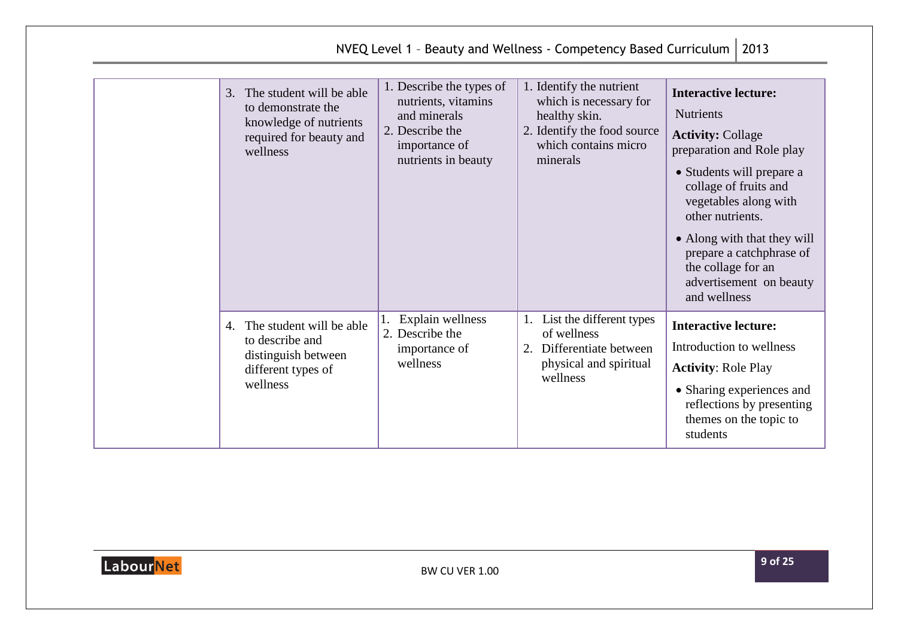|  |  |  |  |  |
|---|---|---|---|---|
|  | 3. The student will be able to demonstrate the knowledge of nutrients required for beauty and wellness | 1. Describe the types of nutrients, vitamins and minerals<br>2. Describe the importance of nutrients in beauty | 1. Identify the nutrient which is necessary for healthy skin.<br>2. Identify the food source which contains micro minerals | **Interactive lecture:**<br>Nutrients<br>**Activity:** Collage preparation and Role play<br>• Students will prepare a collage of fruits and vegetables along with other nutrients.<br>• Along with that they will prepare a catchphrase of the collage for an advertisement on beauty and wellness |
|  | 4. The student will be able to describe and distinguish between different types of wellness | 1. Explain wellness<br>2. Describe the importance of wellness | 1. List the different types of wellness<br>2. Differentiate between physical and spiritual wellness | **Interactive lecture:**<br>Introduction to wellness<br>**Activity**: Role Play<br>• Sharing experiences and reflections by presenting themes on the topic to students |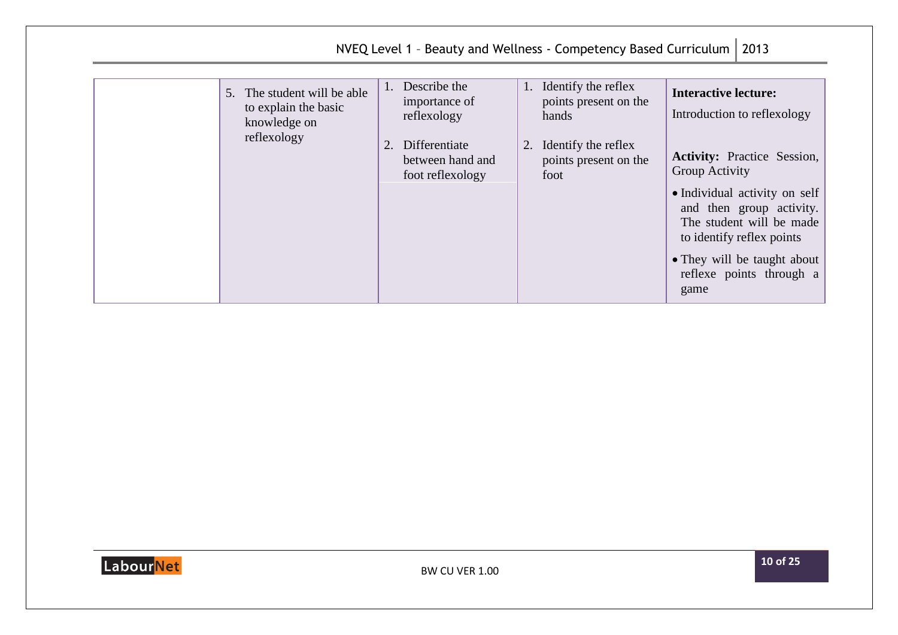| | | | | |
|---|---|---|---|---|
| | 5. The student will be able to explain the basic knowledge on reflexology | 1. Describe the importance of reflexology<br>2. Differentiate between hand and foot reflexology | 1. Identify the reflex points present on the hands<br>2. Identify the reflex points present on the foot | **Interactive lecture:**<br>Introduction to reflexology<br><br>**Activity:** Practice Session, Group Activity<br>• Individual activity on self and then group activity. The student will be made to identify reflex points<br>• They will be taught about reflexe points through a game |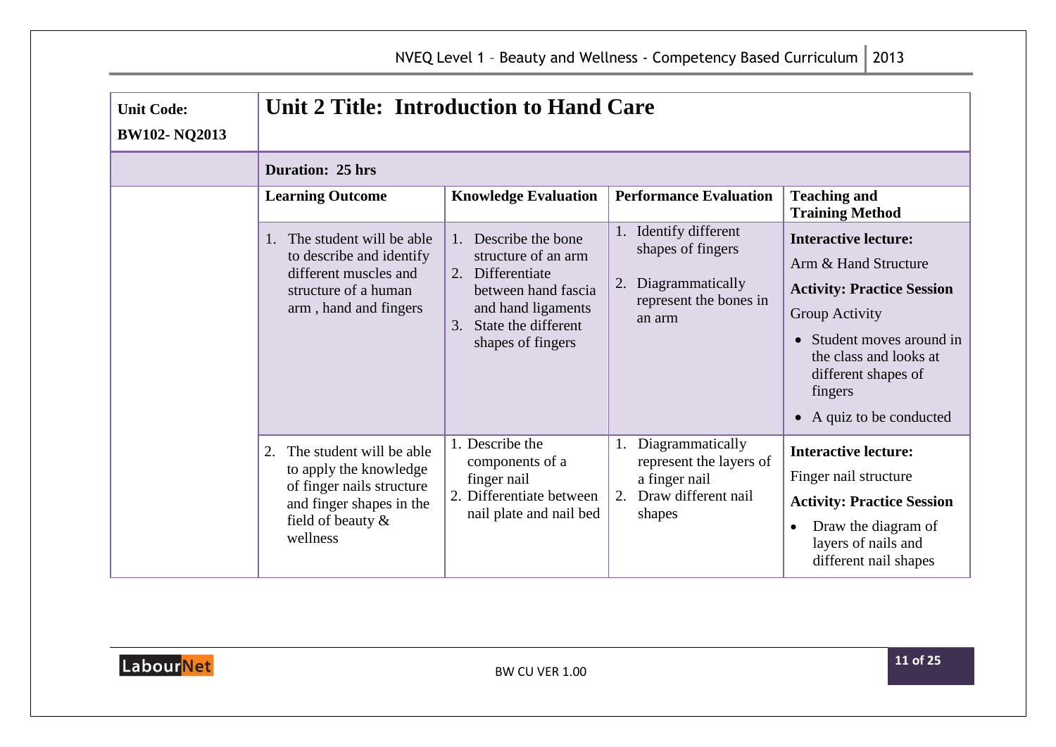| Unit Code: BW102- NQ2013 | **Unit 2 Title: Introduction to Hand Care** | | | |
|---|---|---|---|---|
| | **Duration: 25 hrs** | | | |
| | **Learning Outcome** | **Knowledge Evaluation** | **Performance Evaluation** | **Teaching and Training Method** |
| | 1. The student will be able to describe and identify different muscles and structure of a human arm , hand and fingers | 1. Describe the bone structure of an arm<br>2. Differentiate between hand fascia and hand ligaments<br>3. State the different shapes of fingers | 1. Identify different shapes of fingers<br>2. Diagrammatically represent the bones in an arm | **Interactive lecture:**<br>Arm & Hand Structure<br>**Activity: Practice Session**<br>Group Activity<br>• Student moves around in the class and looks at different shapes of fingers<br>• A quiz to be conducted |
| | 2. The student will be able to apply the knowledge of finger nails structure and finger shapes in the field of beauty & wellness | 1. Describe the components of a finger nail<br>2. Differentiate between nail plate and nail bed | 1. Diagrammatically represent the layers of a finger nail<br>2. Draw different nail shapes | **Interactive lecture:**<br>Finger nail structure<br>**Activity: Practice Session**<br>• Draw the diagram of layers of nails and different nail shapes |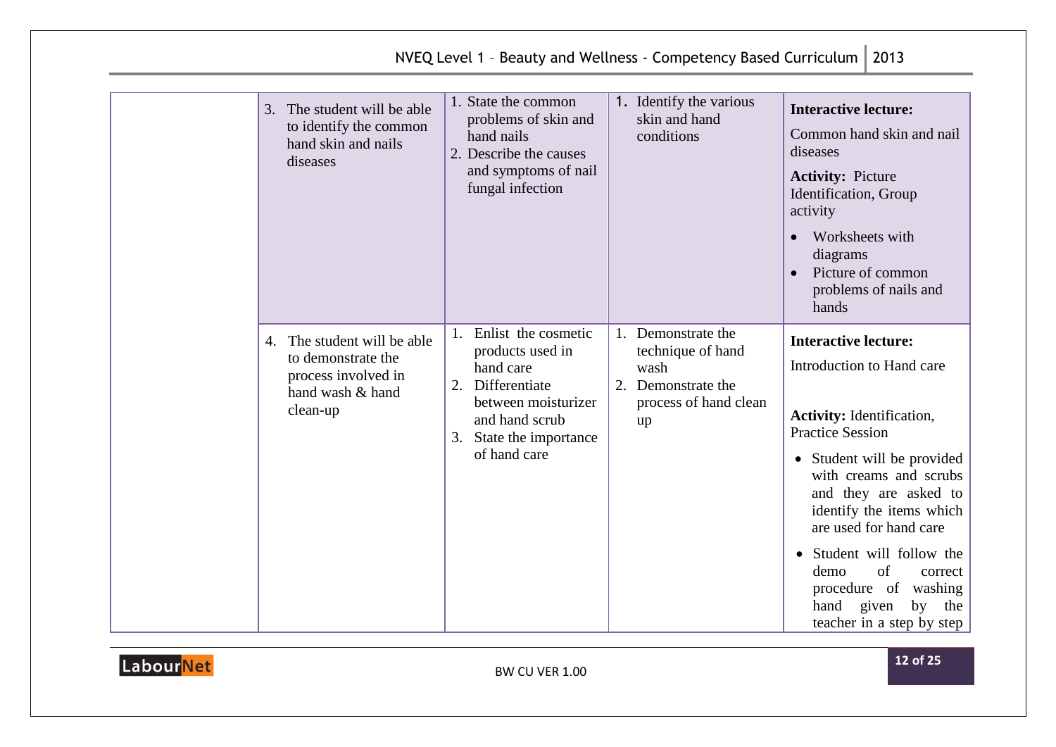| | | | | |
|---|---|---|---|---|
| | 3. The student will be able to identify the common hand skin and nails diseases | 1. State the common problems of skin and hand nails<br>2. Describe the causes and symptoms of nail fungal infection | 1. Identify the various skin and hand conditions | **Interactive lecture:**<br>Common hand skin and nail diseases<br>**Activity:** Picture Identification, Group activity<br>• Worksheets with diagrams<br>• Picture of common problems of nails and hands |
| | 4. The student will be able to demonstrate the process involved in hand wash & hand clean-up | 1. Enlist the cosmetic products used in hand care<br>2. Differentiate between moisturizer and hand scrub<br>3. State the importance of hand care | 1. Demonstrate the technique of hand wash<br>2. Demonstrate the process of hand clean up | **Interactive lecture:**<br>Introduction to Hand care<br>**Activity:** Identification, Practice Session<br>• Student will be provided with creams and scrubs and they are asked to identify the items which are used for hand care<br>• Student will follow the demo of correct procedure of washing hand given by the teacher in a step by step |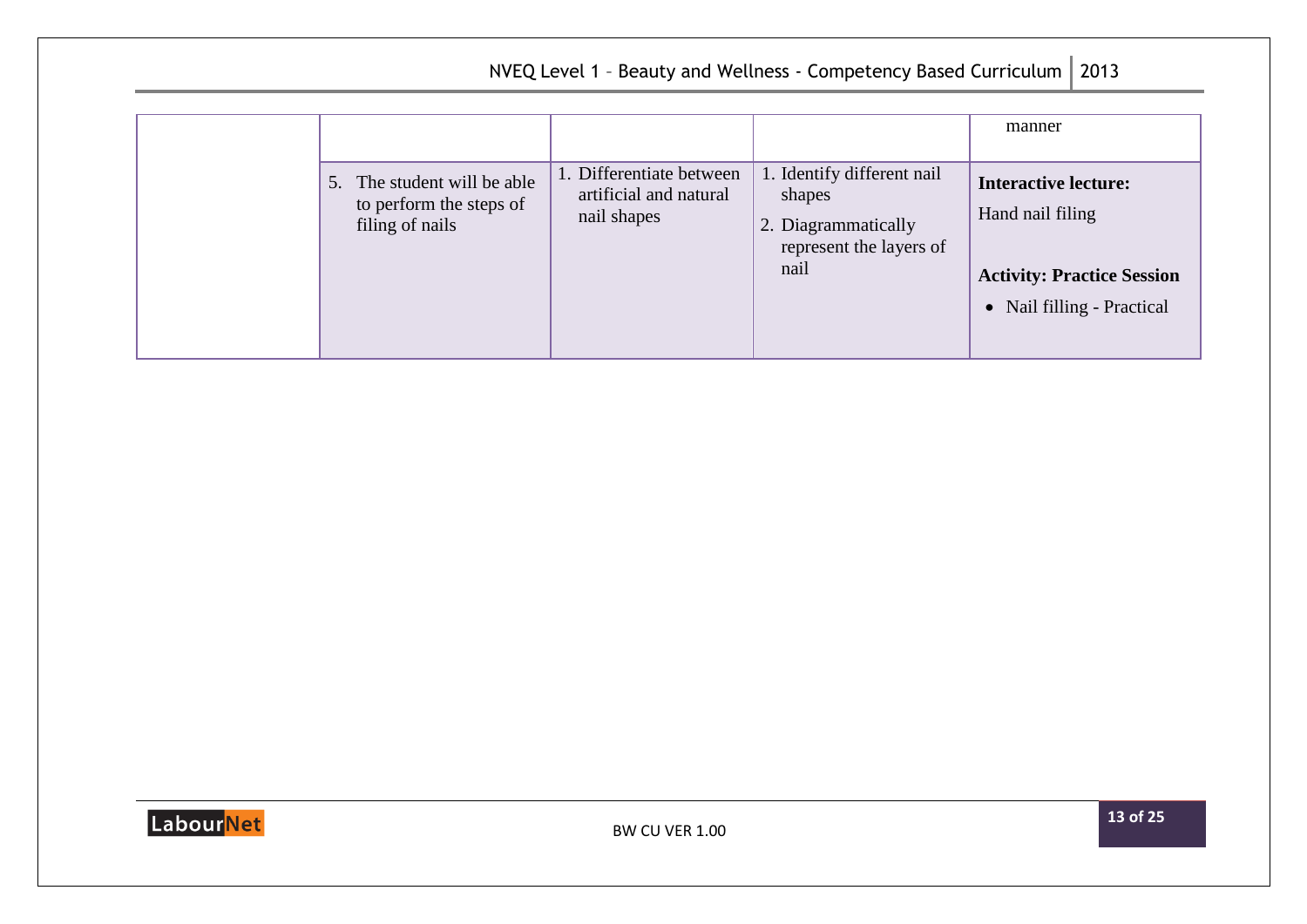|  |  |  |  | manner |
|---|---|---|---|---|
|  | 5. The student will be able to perform the steps of filing of nails | 1. Differentiate between artificial and natural nail shapes | 1. Identify different nail shapes<br>2. Diagrammatically represent the layers of nail | **Interactive lecture:**<br>Hand nail filing<br><br>**Activity: Practice Session**<br>• Nail filling - Practical |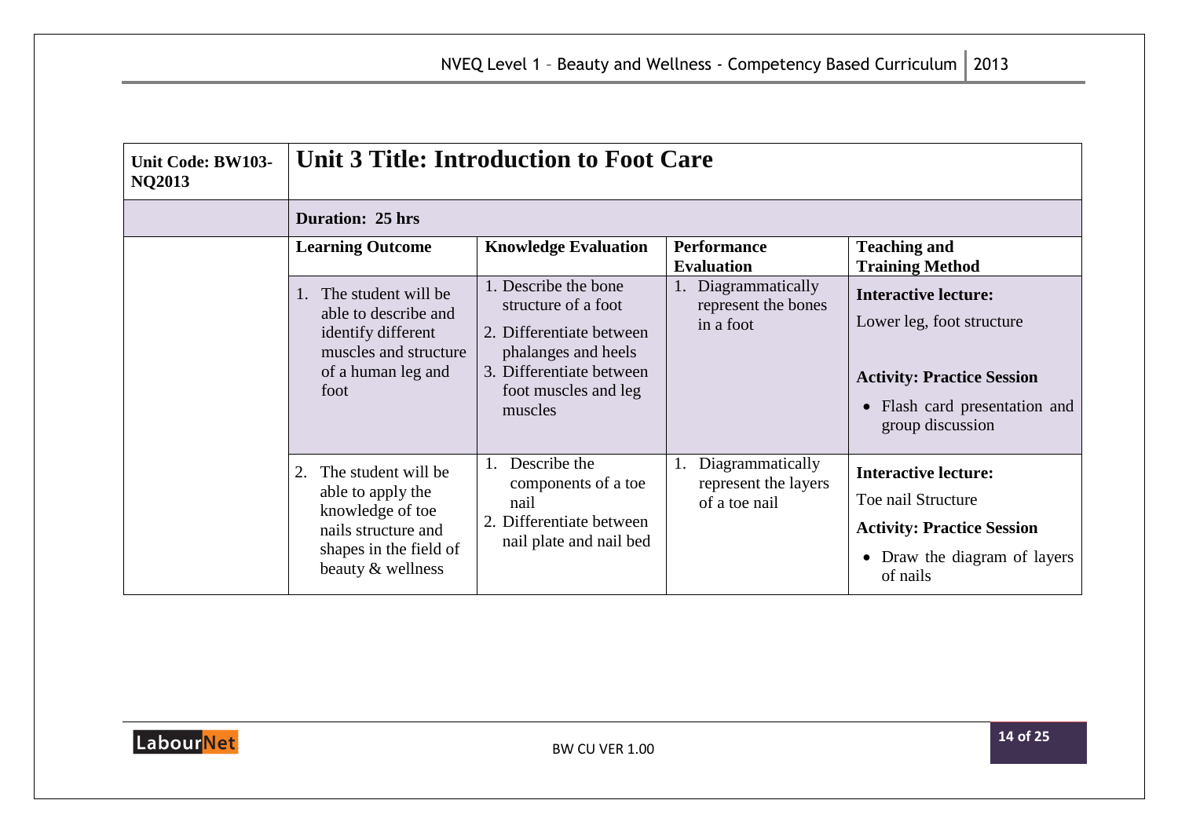| Unit Code: BW103-NQ2013 | Unit 3 Title: Introduction to Foot Care | | | |
|---|---|---|---|---|
| | **Duration: 25 hrs** | | | |
| | **Learning Outcome** | **Knowledge Evaluation** | **Performance Evaluation** | **Teaching and Training Method** |
| | 1. The student will be able to describe and identify different muscles and structure of a human leg and foot | 1. Describe the bone structure of a foot<br>2. Differentiate between phalanges and heels<br>3. Differentiate between foot muscles and leg muscles | 1. Diagrammatically represent the bones in a foot | **Interactive lecture:**<br>Lower leg, foot structure<br>**Activity: Practice Session**<br>• Flash card presentation and group discussion |
| | 2. The student will be able to apply the knowledge of toe nails structure and shapes in the field of beauty & wellness | 1. Describe the components of a toe nail<br>2. Differentiate between nail plate and nail bed | 1. Diagrammatically represent the layers of a toe nail | **Interactive lecture:**<br>Toe nail Structure<br>**Activity: Practice Session**<br>• Draw the diagram of layers of nails |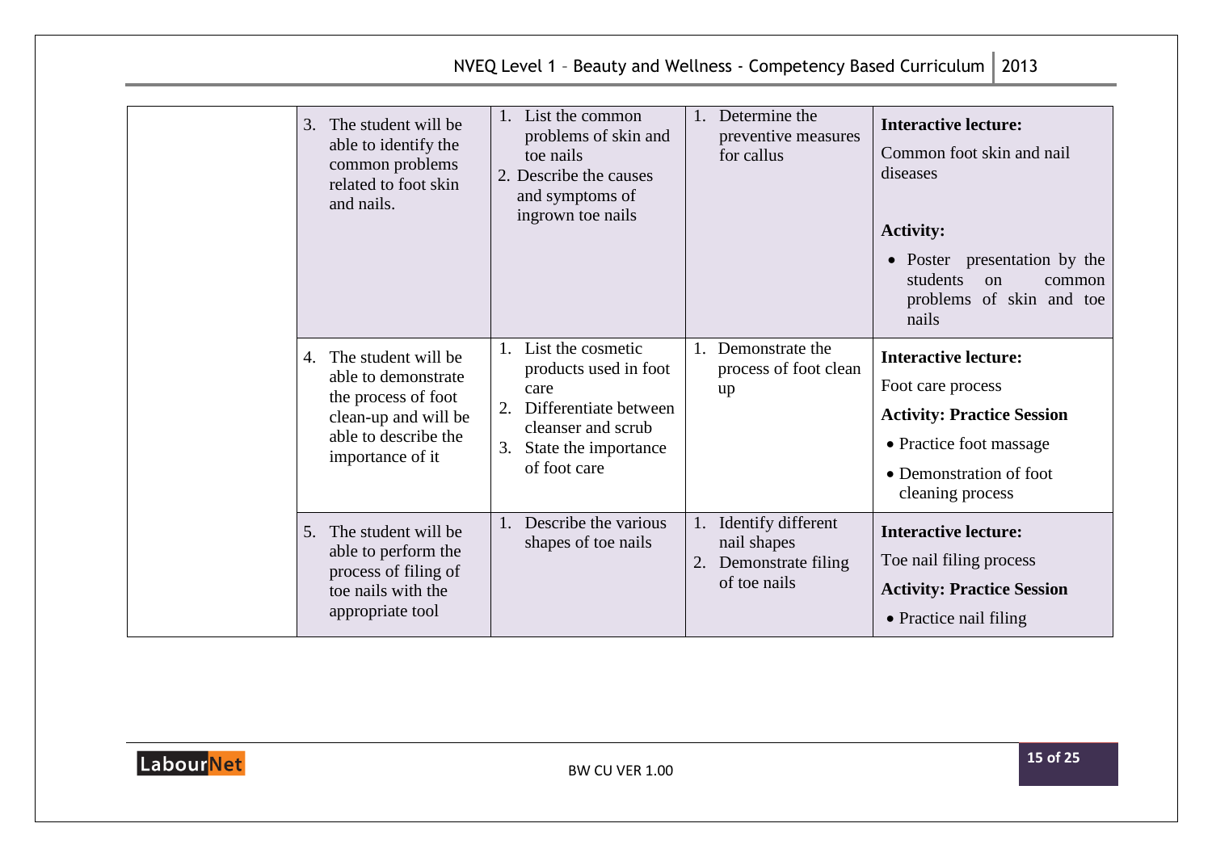| | | | | |
|---|---|---|---|---|
| | 3. The student will be able to identify the common problems related to foot skin and nails. | 1. List the common problems of skin and toe nails<br>2. Describe the causes and symptoms of ingrown toe nails | 1. Determine the preventive measures for callus | **Interactive lecture:**<br>Common foot skin and nail diseases<br><br>**Activity:**<br>• Poster presentation by the students on common problems of skin and toe nails |
| | 4. The student will be able to demonstrate the process of foot clean-up and will be able to describe the importance of it | 1. List the cosmetic products used in foot care<br>2. Differentiate between cleanser and scrub<br>3. State the importance of foot care | 1. Demonstrate the process of foot clean up | **Interactive lecture:**<br>Foot care process<br>**Activity: Practice Session**<br>• Practice foot massage<br>• Demonstration of foot cleaning process |
| | 5. The student will be able to perform the process of filing of toe nails with the appropriate tool | 1. Describe the various shapes of toe nails | 1. Identify different nail shapes<br>2. Demonstrate filing of toe nails | **Interactive lecture:**<br>Toe nail filing process<br>**Activity: Practice Session**<br>• Practice nail filing |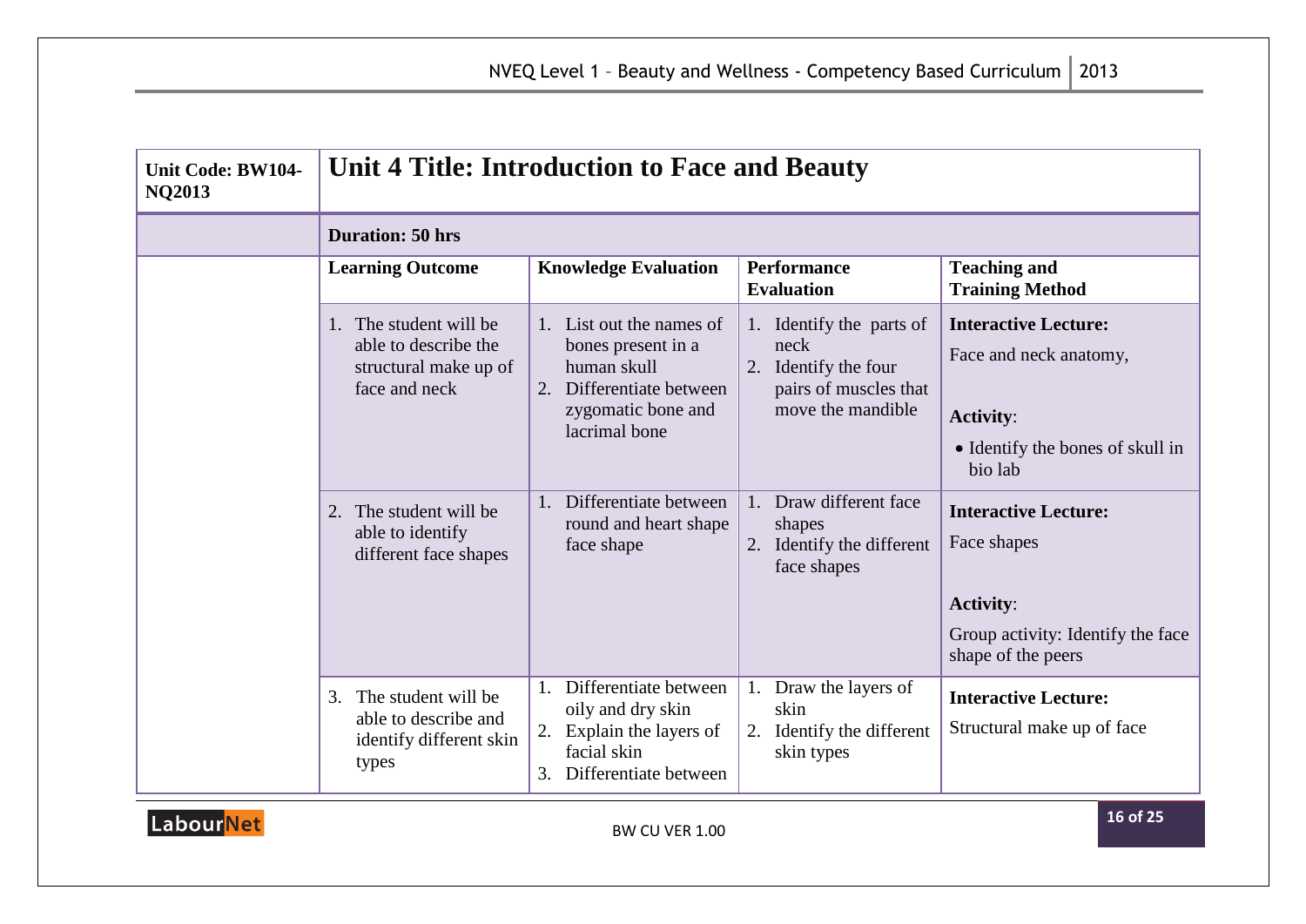| Unit Code: BW104-NQ2013 | Unit 4 Title: Introduction to Face and Beauty | | | |
|---|---|---|---|---|
| | **Duration: 50 hrs** | | | |
| | **Learning Outcome** | **Knowledge Evaluation** | **Performance Evaluation** | **Teaching and Training Method** |
| | 1. The student will be able to describe the structural make up of face and neck | 1. List out the names of bones present in a human skull<br>2. Differentiate between zygomatic bone and lacrimal bone | 1. Identify the parts of neck<br>2. Identify the four pairs of muscles that move the mandible | **Interactive Lecture:**<br>Face and neck anatomy,<br><br>**Activity**:<br>• Identify the bones of skull in bio lab |
| | 2. The student will be able to identify different face shapes | 1. Differentiate between round and heart shape face shape | 1. Draw different face shapes<br>2. Identify the different face shapes | **Interactive Lecture:**<br>Face shapes<br><br>**Activity**:<br>Group activity: Identify the face shape of the peers |
| | 3. The student will be able to describe and identify different skin types | 1. Differentiate between oily and dry skin<br>2. Explain the layers of facial skin<br>3. Differentiate between | 1. Draw the layers of skin<br>2. Identify the different skin types | **Interactive Lecture:**<br>Structural make up of face |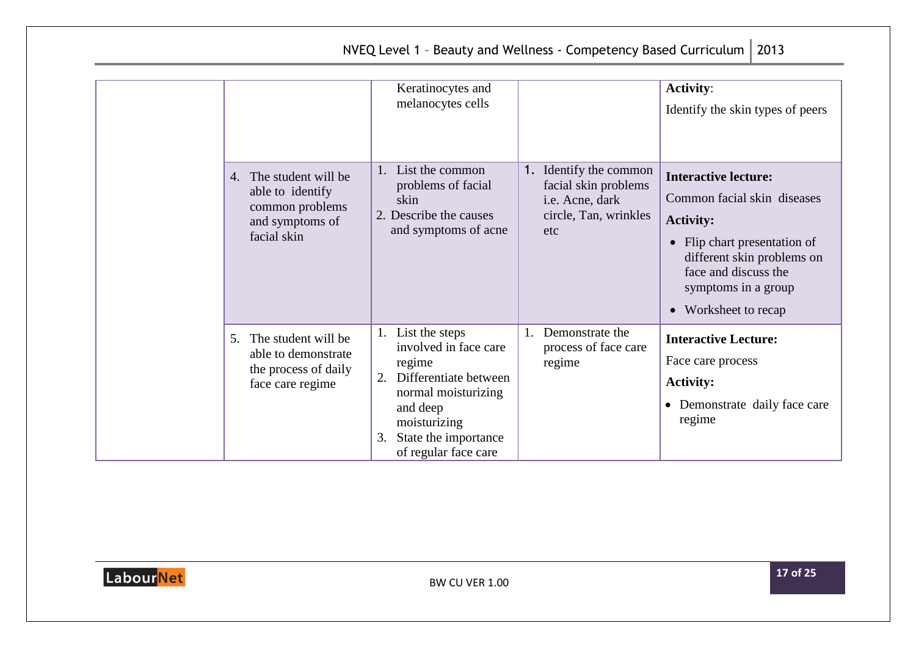| | | | | |
|---|---|---|---|---|
| | | Keratinocytes and melanocytes cells | | **Activity**:<br>Identify the skin types of peers |
| | 4. The student will be able to identify common problems and symptoms of facial skin | 1. List the common problems of facial skin<br>2. Describe the causes and symptoms of acne | 1. Identify the common facial skin problems i.e. Acne, dark circle, Tan, wrinkles etc | **Interactive lecture:**<br>Common facial skin diseases<br>**Activity:**<br>• Flip chart presentation of different skin problems on face and discuss the symptoms in a group<br>• Worksheet to recap |
| | 5. The student will be able to demonstrate the process of daily face care regime | 1. List the steps involved in face care regime<br>2. Differentiate between normal moisturizing and deep moisturizing<br>3. State the importance of regular face care | 1. Demonstrate the process of face care regime | **Interactive Lecture:**<br>Face care process<br>**Activity:**<br>• Demonstrate daily face care regime |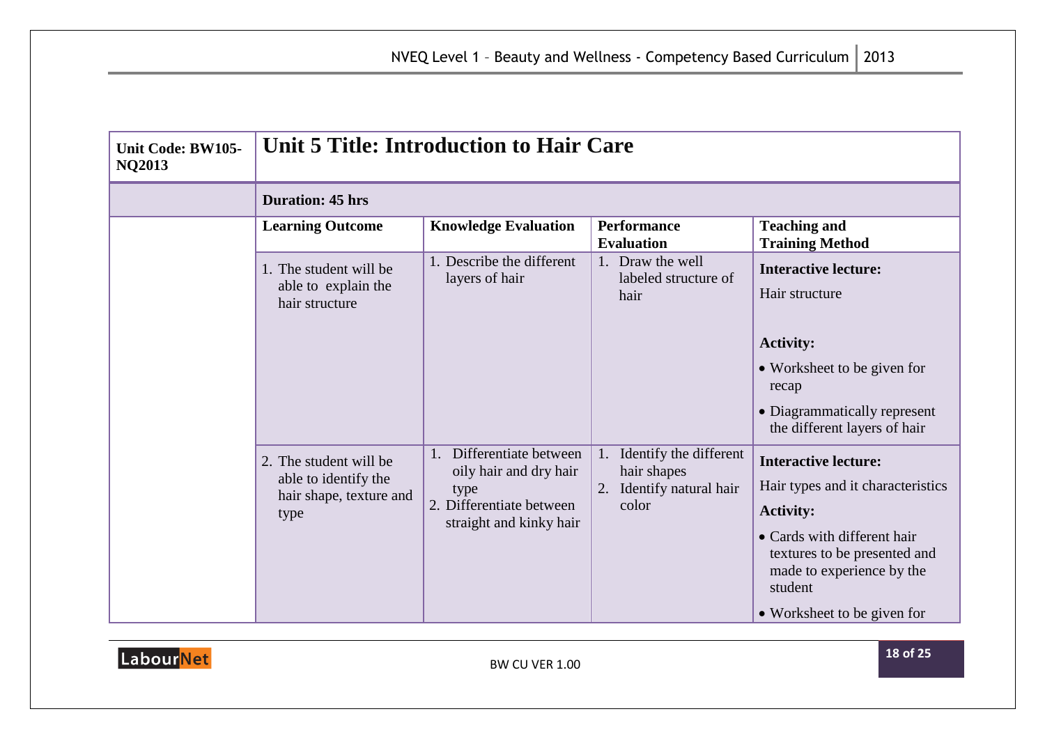| Unit Code: BW105-NQ2013 | Unit 5 Title: Introduction to Hair Care | | | |
|---|---|---|---|---|
| | **Duration: 45 hrs** | | | |
| | **Learning Outcome** | **Knowledge Evaluation** | **Performance Evaluation** | **Teaching and Training Method** |
| | 1. The student will be able to explain the hair structure | 1. Describe the different layers of hair | 1. Draw the well labeled structure of hair | **Interactive lecture:** Hair structure<br><br>**Activity:**<br>• Worksheet to be given for recap<br>• Diagrammatically represent the different layers of hair |
| | 2. The student will be able to identify the hair shape, texture and type | 1. Differentiate between oily hair and dry hair type<br>2. Differentiate between straight and kinky hair | 1. Identify the different hair shapes<br>2. Identify natural hair color | **Interactive lecture:** Hair types and it characteristics<br><br>**Activity:**<br>• Cards with different hair textures to be presented and made to experience by the student<br>• Worksheet to be given for |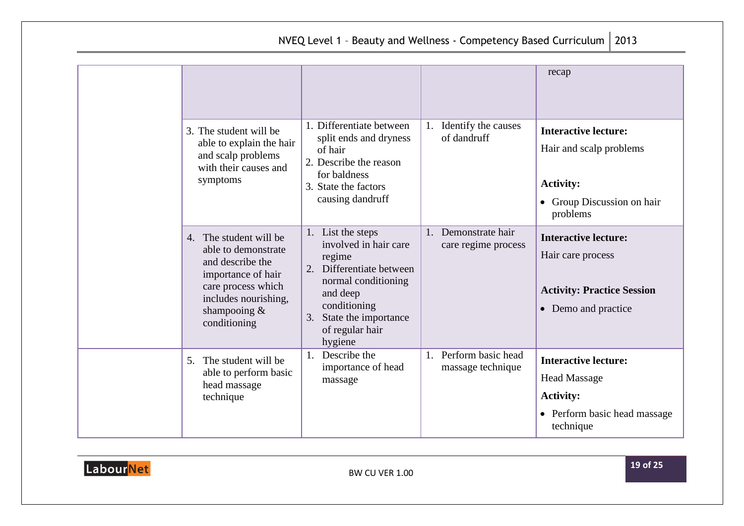| | | | | |
|---|---|---|---|---|
| | | | | recap |
| | 3. The student will be able to explain the hair and scalp problems with their causes and symptoms | 1. Differentiate between split ends and dryness of hair<br>2. Describe the reason for baldness<br>3. State the factors causing dandruff | 1. Identify the causes of dandruff | **Interactive lecture:**<br>Hair and scalp problems<br><br>**Activity:**<br>• Group Discussion on hair problems |
| | 4. The student will be able to demonstrate and describe the importance of hair care process which includes nourishing, shampooing & conditioning | 1. List the steps involved in hair care regime<br>2. Differentiate between normal conditioning and deep conditioning<br>3. State the importance of regular hair hygiene | 1. Demonstrate hair care regime process | **Interactive lecture:**<br>Hair care process<br><br>**Activity: Practice Session**<br>• Demo and practice |
| | 5. The student will be able to perform basic head massage technique | 1. Describe the importance of head massage | 1. Perform basic head massage technique | **Interactive lecture:**<br>Head Massage<br>**Activity:**<br>• Perform basic head massage technique |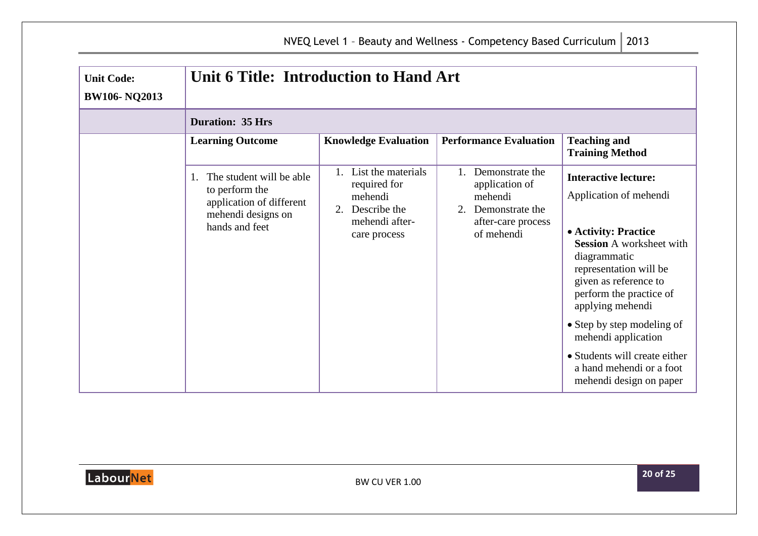| Unit Code: BW106- NQ2013 | **Unit 6 Title: Introduction to Hand Art** | | | |
|---|---|---|---|---|
| | **Duration: 35 Hrs** | | | |
| | **Learning Outcome** | **Knowledge Evaluation** | **Performance Evaluation** | **Teaching and Training Method** |
| | 1. The student will be able to perform the application of different mehendi designs on hands and feet | 1. List the materials required for mehendi<br>2. Describe the mehendi after-care process | 1. Demonstrate the application of mehendi<br>2. Demonstrate the after-care process of mehendi | **Interactive lecture:**<br>Application of mehendi<br>• **Activity: Practice Session** A worksheet with diagrammatic representation will be given as reference to perform the practice of applying mehendi<br>• Step by step modeling of mehendi application<br>• Students will create either a hand mehendi or a foot mehendi design on paper |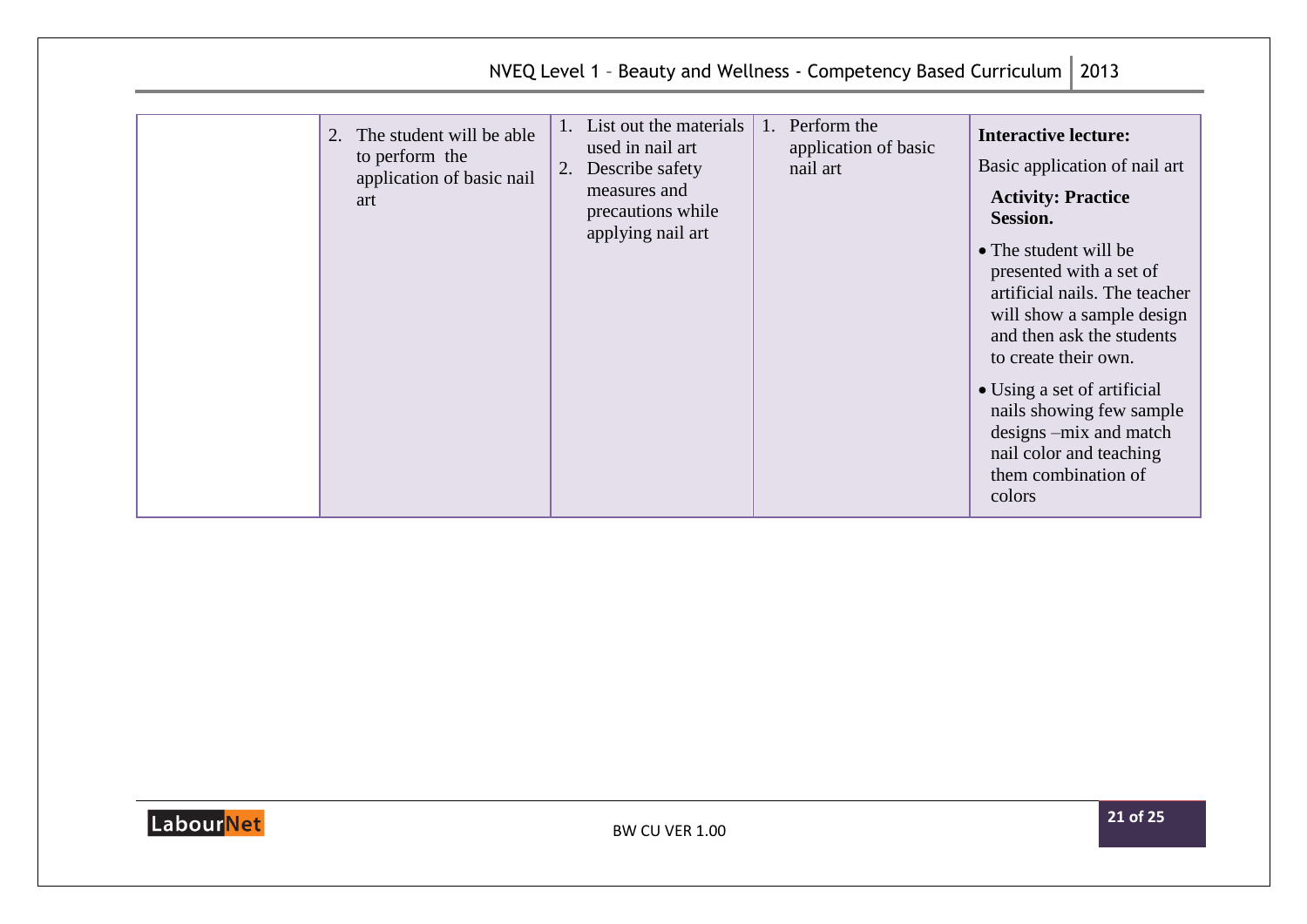| | | | | |
|---|---|---|---|---|
| | 2. The student will be able to perform the application of basic nail art | 1. List out the materials used in nail art<br>2. Describe safety measures and precautions while applying nail art | 1. Perform the application of basic nail art | **Interactive lecture:**<br>Basic application of nail art<br>**Activity: Practice Session.**<br>• The student will be presented with a set of artificial nails. The teacher will show a sample design and then ask the students to create their own.<br>• Using a set of artificial nails showing few sample designs –mix and match nail color and teaching them combination of colors |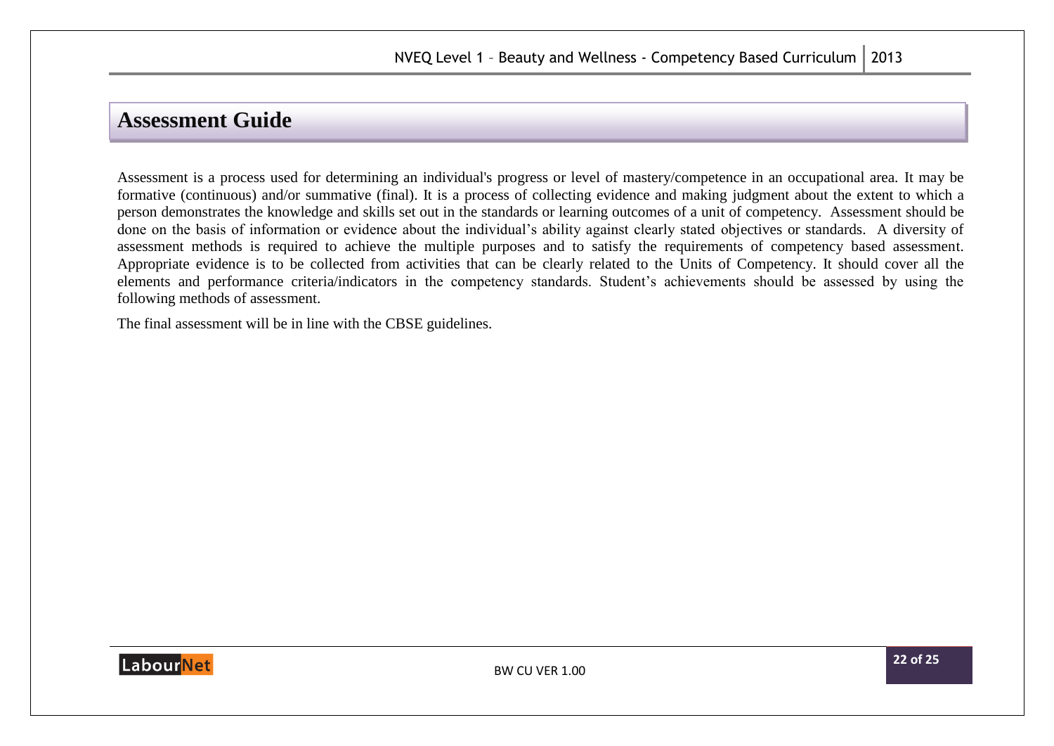# Assessment Guide

Assessment is a process used for determining an individual's progress or level of mastery/competence in an occupational area. It may be formative (continuous) and/or summative (final). It is a process of collecting evidence and making judgment about the extent to which a person demonstrates the knowledge and skills set out in the standards or learning outcomes of a unit of competency. Assessment should be done on the basis of information or evidence about the individual's ability against clearly stated objectives or standards. A diversity of assessment methods is required to achieve the multiple purposes and to satisfy the requirements of competency based assessment. Appropriate evidence is to be collected from activities that can be clearly related to the Units of Competency. It should cover all the elements and performance criteria/indicators in the competency standards. Student's achievements should be assessed by using the following methods of assessment.

The final assessment will be in line with the CBSE guidelines.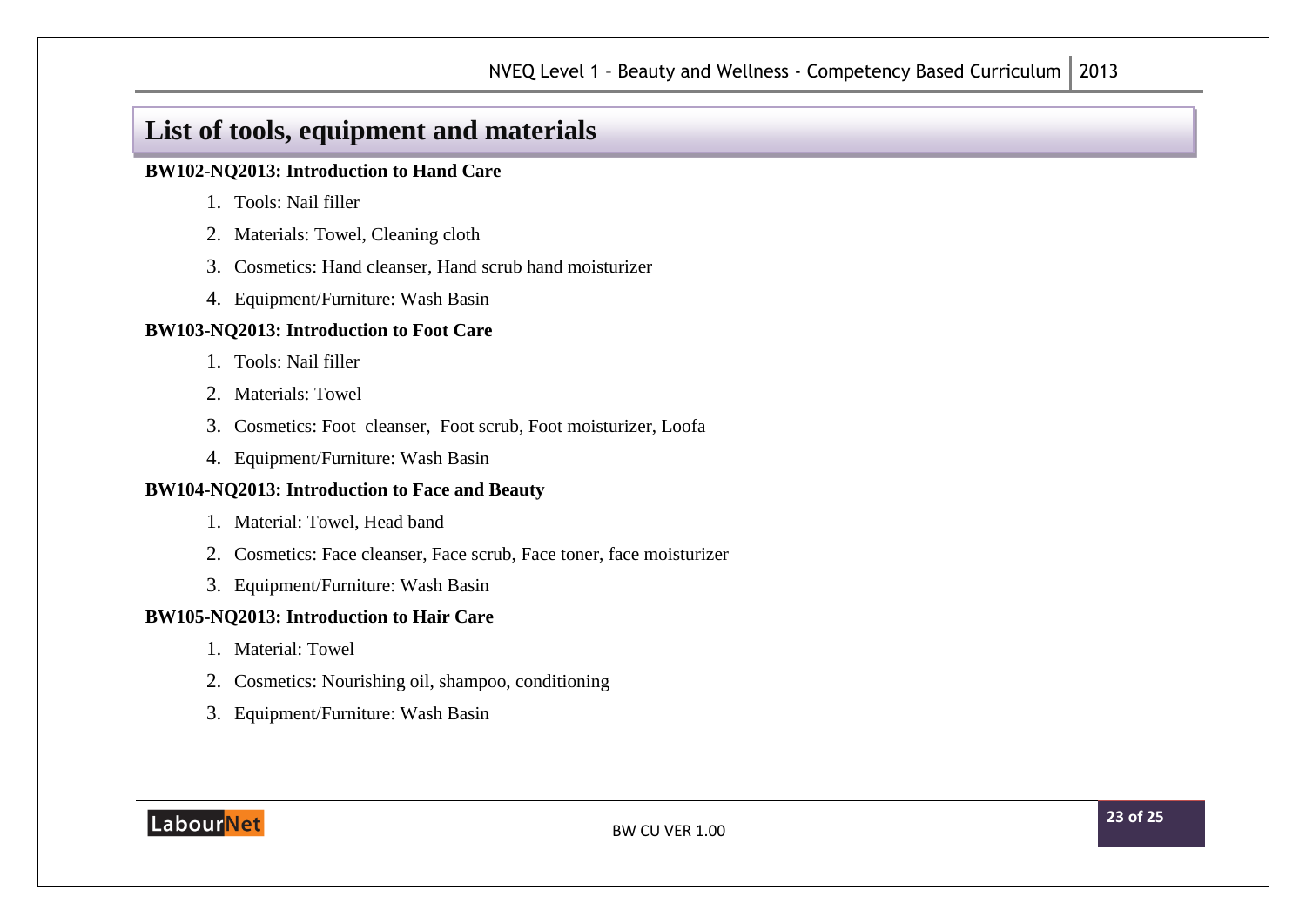## List of tools, equipment and materials

**BW102-NQ2013: Introduction to Hand Care**

1. Tools: Nail filler
2. Materials: Towel, Cleaning cloth
3. Cosmetics: Hand cleanser, Hand scrub hand moisturizer
4. Equipment/Furniture: Wash Basin

**BW103-NQ2013: Introduction to Foot Care**

1. Tools: Nail filler
2. Materials: Towel
3. Cosmetics: Foot cleanser, Foot scrub, Foot moisturizer, Loofa
4. Equipment/Furniture: Wash Basin

**BW104-NQ2013: Introduction to Face and Beauty**

1. Material: Towel, Head band
2. Cosmetics: Face cleanser, Face scrub, Face toner, face moisturizer
3. Equipment/Furniture: Wash Basin

**BW105-NQ2013: Introduction to Hair Care**

1. Material: Towel
2. Cosmetics: Nourishing oil, shampoo, conditioning
3. Equipment/Furniture: Wash Basin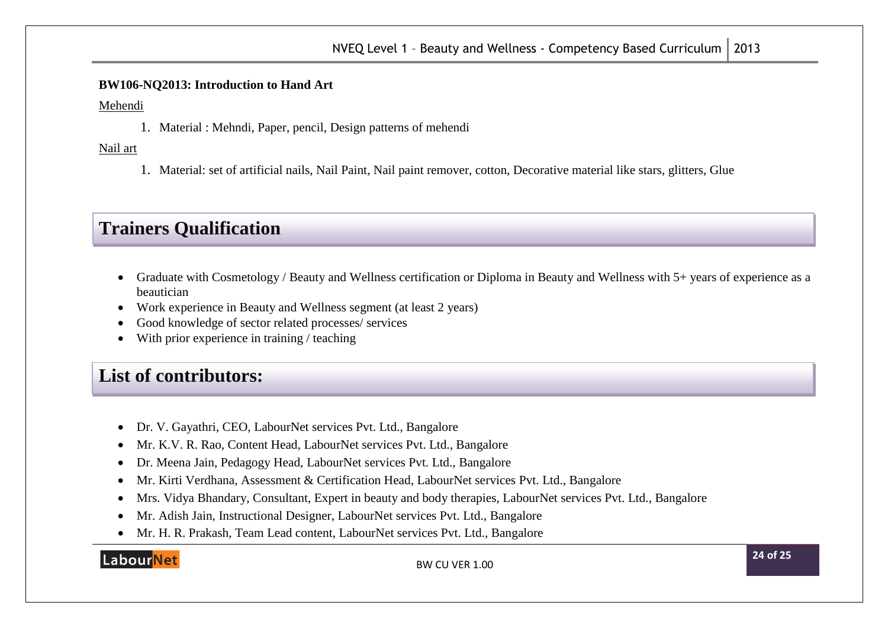**BW106-NQ2013: Introduction to Hand Art**

Mehendi

1. Material : Mehndi, Paper, pencil, Design patterns of mehendi

Nail art

1. Material: set of artificial nails, Nail Paint, Nail paint remover, cotton, Decorative material like stars, glitters, Glue

# Trainers Qualification

- Graduate with Cosmetology / Beauty and Wellness certification or Diploma in Beauty and Wellness with 5+ years of experience as a beautician
- Work experience in Beauty and Wellness segment (at least 2 years)
- Good knowledge of sector related processes/ services
- With prior experience in training / teaching

# List of contributors:

- Dr. V. Gayathri, CEO, LabourNet services Pvt. Ltd., Bangalore
- Mr. K.V. R. Rao, Content Head, LabourNet services Pvt. Ltd., Bangalore
- Dr. Meena Jain, Pedagogy Head, LabourNet services Pvt. Ltd., Bangalore
- Mr. Kirti Verdhana, Assessment & Certification Head, LabourNet services Pvt. Ltd., Bangalore
- Mrs. Vidya Bhandary, Consultant, Expert in beauty and body therapies, LabourNet services Pvt. Ltd., Bangalore
- Mr. Adish Jain, Instructional Designer, LabourNet services Pvt. Ltd., Bangalore
- Mr. H. R. Prakash, Team Lead content, LabourNet services Pvt. Ltd., Bangalore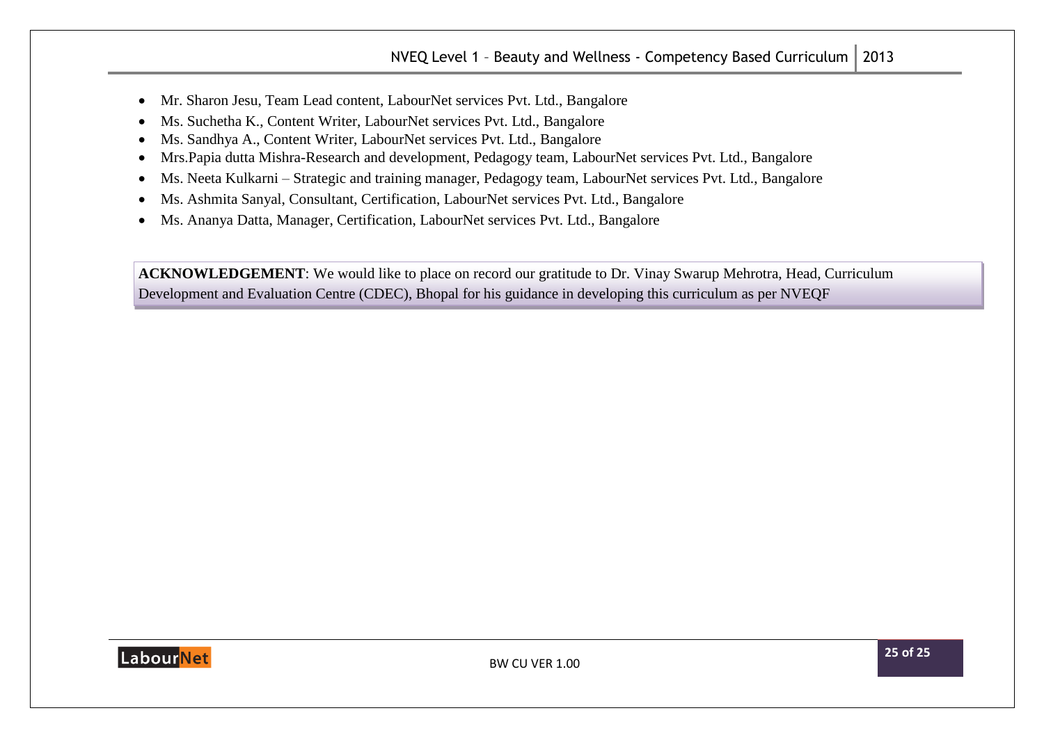- Mr. Sharon Jesu, Team Lead content, LabourNet services Pvt. Ltd., Bangalore
- Ms. Suchetha K., Content Writer, LabourNet services Pvt. Ltd., Bangalore
- Ms. Sandhya A., Content Writer, LabourNet services Pvt. Ltd., Bangalore
- Mrs.Papia dutta Mishra-Research and development, Pedagogy team, LabourNet services Pvt. Ltd., Bangalore
- Ms. Neeta Kulkarni – Strategic and training manager, Pedagogy team, LabourNet services Pvt. Ltd., Bangalore
- Ms. Ashmita Sanyal, Consultant, Certification, LabourNet services Pvt. Ltd., Bangalore
- Ms. Ananya Datta, Manager, Certification, LabourNet services Pvt. Ltd., Bangalore

**ACKNOWLEDGEMENT**: We would like to place on record our gratitude to Dr. Vinay Swarup Mehrotra, Head, Curriculum Development and Evaluation Centre (CDEC), Bhopal for his guidance in developing this curriculum as per NVEQF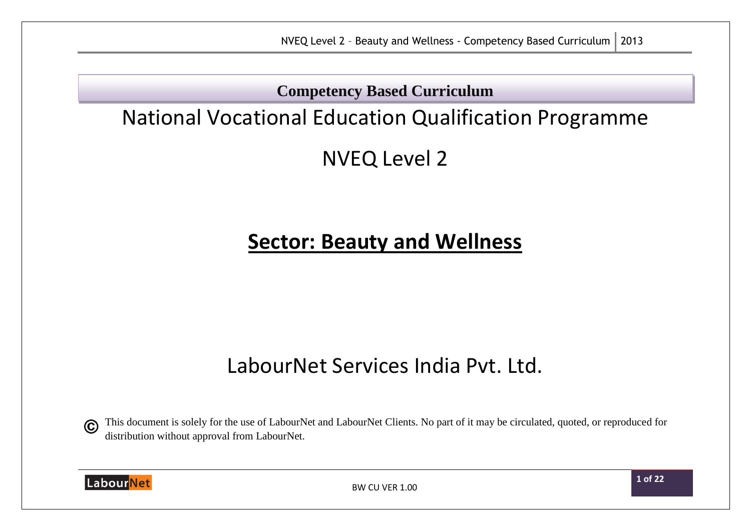**Competency Based Curriculum**

# National Vocational Education Qualification Programme

## NVEQ Level 2

## **Sector: Beauty and Wellness**

LabourNet Services India Pvt. Ltd.

© This document is solely for the use of LabourNet and LabourNet Clients. No part of it may be circulated, quoted, or reproduced for distribution without approval from LabourNet.

BW CU VER 1.00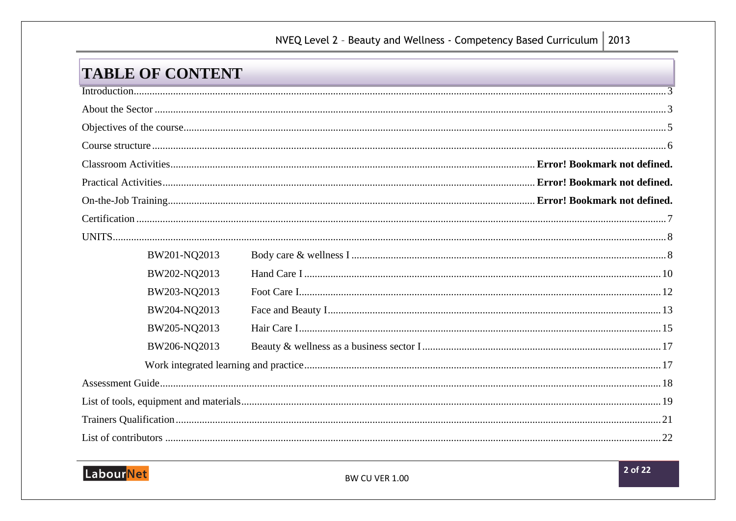# TABLE OF CONTENT

Introduction....................................................................................................3

About the Sector ..............................................................................................3

Objectives of the course....................................................................................5

Course structure ...............................................................................................6

Classroom Activities........................................................ **Error! Bookmark not defined.**

Practical Activities............................................................ **Error! Bookmark not defined.**

On-the-Job Training.......................................................... **Error! Bookmark not defined.**

Certification ....................................................................................................7

UNITS..............................................................................................................8

| | | |
|---|---|---|
| BW201-NQ2013 | Body care & wellness I | 8 |
| BW202-NQ2013 | Hand Care I | 10 |
| BW203-NQ2013 | Foot Care I. | 12 |
| BW204-NQ2013 | Face and Beauty I | 13 |
| BW205-NQ2013 | Hair Care I | 15 |
| BW206-NQ2013 | Beauty & wellness as a business sector I | 17 |

Work integrated learning and practice....................................................................17

Assessment Guide...........................................................................................18

List of tools, equipment and materials...................................................................19

Trainers Qualification.......................................................................................21

List of contributors .........................................................................................22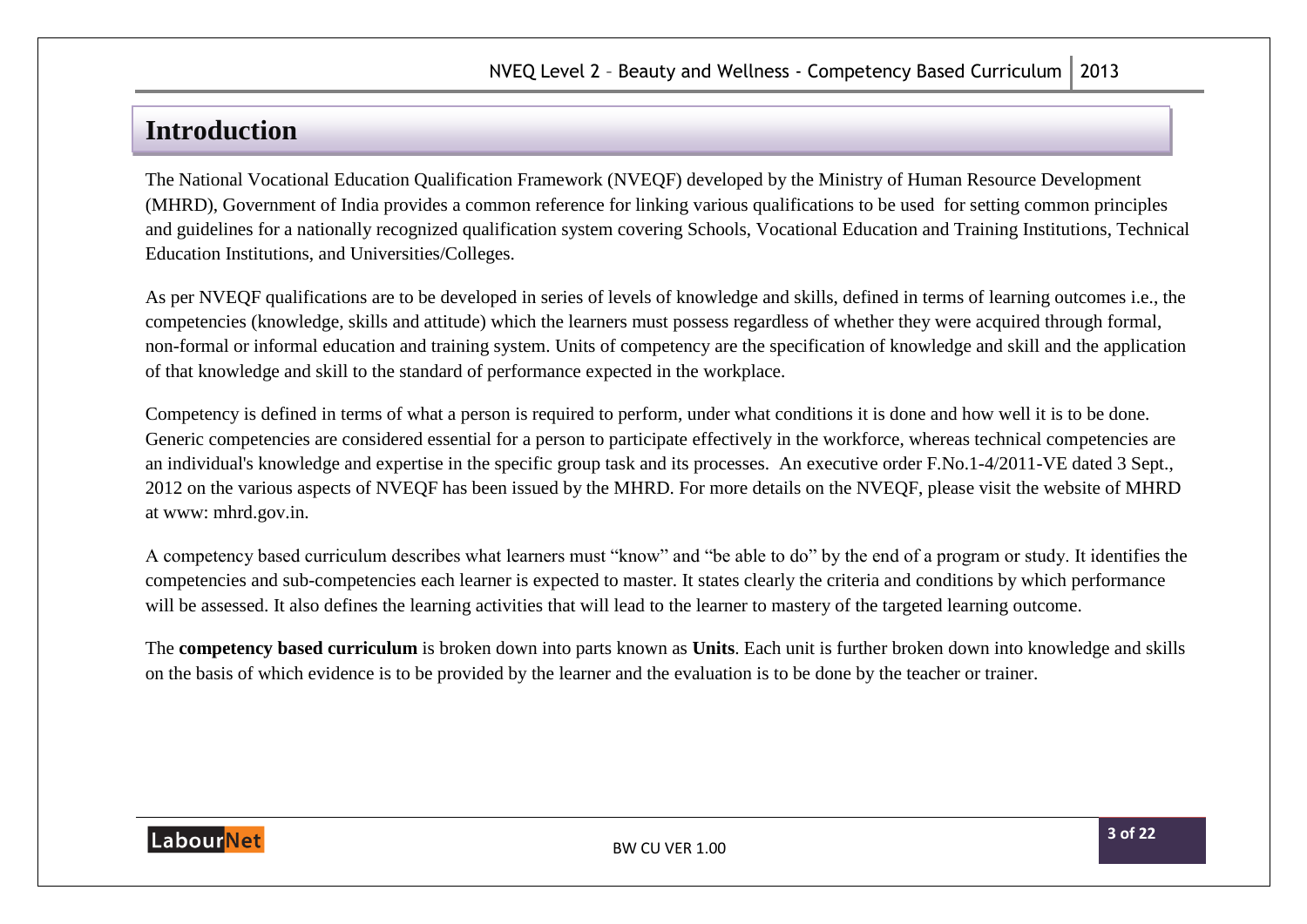# Introduction

The National Vocational Education Qualification Framework (NVEQF) developed by the Ministry of Human Resource Development (MHRD), Government of India provides a common reference for linking various qualifications to be used for setting common principles and guidelines for a nationally recognized qualification system covering Schools, Vocational Education and Training Institutions, Technical Education Institutions, and Universities/Colleges.

As per NVEQF qualifications are to be developed in series of levels of knowledge and skills, defined in terms of learning outcomes i.e., the competencies (knowledge, skills and attitude) which the learners must possess regardless of whether they were acquired through formal, non-formal or informal education and training system. Units of competency are the specification of knowledge and skill and the application of that knowledge and skill to the standard of performance expected in the workplace.

Competency is defined in terms of what a person is required to perform, under what conditions it is done and how well it is to be done. Generic competencies are considered essential for a person to participate effectively in the workforce, whereas technical competencies are an individual's knowledge and expertise in the specific group task and its processes. An executive order F.No.1-4/2011-VE dated 3 Sept., 2012 on the various aspects of NVEQF has been issued by the MHRD. For more details on the NVEQF, please visit the website of MHRD at www: mhrd.gov.in.

A competency based curriculum describes what learners must “know” and “be able to do” by the end of a program or study. It identifies the competencies and sub-competencies each learner is expected to master. It states clearly the criteria and conditions by which performance will be assessed. It also defines the learning activities that will lead to the learner to mastery of the targeted learning outcome.

The **competency based curriculum** is broken down into parts known as **Units**. Each unit is further broken down into knowledge and skills on the basis of which evidence is to be provided by the learner and the evaluation is to be done by the teacher or trainer.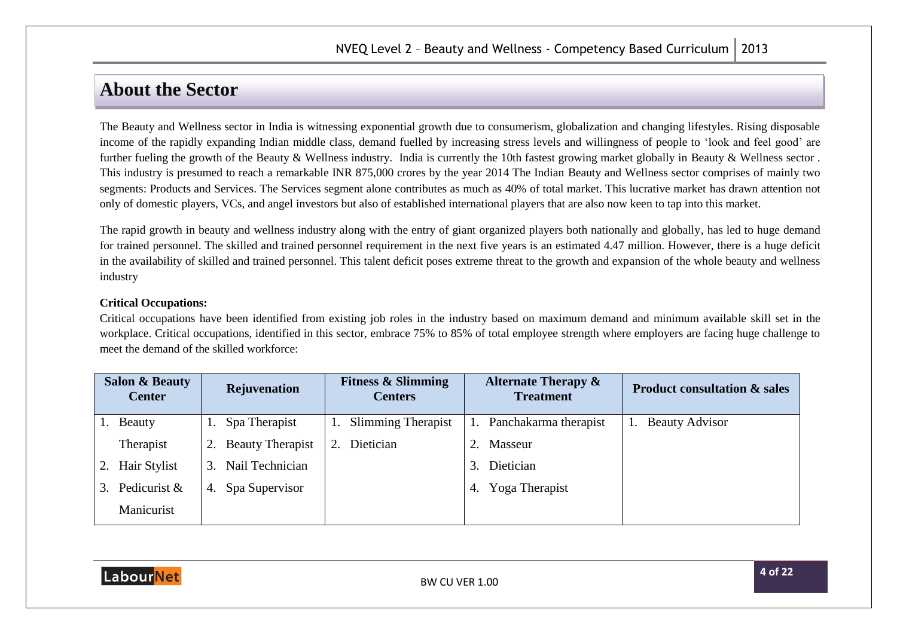## About the Sector

The Beauty and Wellness sector in India is witnessing exponential growth due to consumerism, globalization and changing lifestyles. Rising disposable income of the rapidly expanding Indian middle class, demand fuelled by increasing stress levels and willingness of people to 'look and feel good' are further fueling the growth of the Beauty & Wellness industry. India is currently the 10th fastest growing market globally in Beauty & Wellness sector . This industry is presumed to reach a remarkable INR 875,000 crores by the year 2014 The Indian Beauty and Wellness sector comprises of mainly two segments: Products and Services. The Services segment alone contributes as much as 40% of total market. This lucrative market has drawn attention not only of domestic players, VCs, and angel investors but also of established international players that are also now keen to tap into this market.

The rapid growth in beauty and wellness industry along with the entry of giant organized players both nationally and globally, has led to huge demand for trained personnel. The skilled and trained personnel requirement in the next five years is an estimated 4.47 million. However, there is a huge deficit in the availability of skilled and trained personnel. This talent deficit poses extreme threat to the growth and expansion of the whole beauty and wellness industry

**Critical Occupations:**

Critical occupations have been identified from existing job roles in the industry based on maximum demand and minimum available skill set in the workplace. Critical occupations, identified in this sector, embrace 75% to 85% of total employee strength where employers are facing huge challenge to meet the demand of the skilled workforce:

| Salon & Beauty Center | Rejuvenation | Fitness & Slimming Centers | Alternate Therapy & Treatment | Product consultation & sales |
|---|---|---|---|---|
| 1. Beauty Therapist | 1. Spa Therapist | 1. Slimming Therapist | 1. Panchakarma therapist | 1. Beauty Advisor |
| 2. Hair Stylist | 2. Beauty Therapist | 2. Dietician | 2. Masseur | |
| 3. Pedicurist & Manicurist | 3. Nail Technician | | 3. Dietician | |
| | 4. Spa Supervisor | | 4. Yoga Therapist | |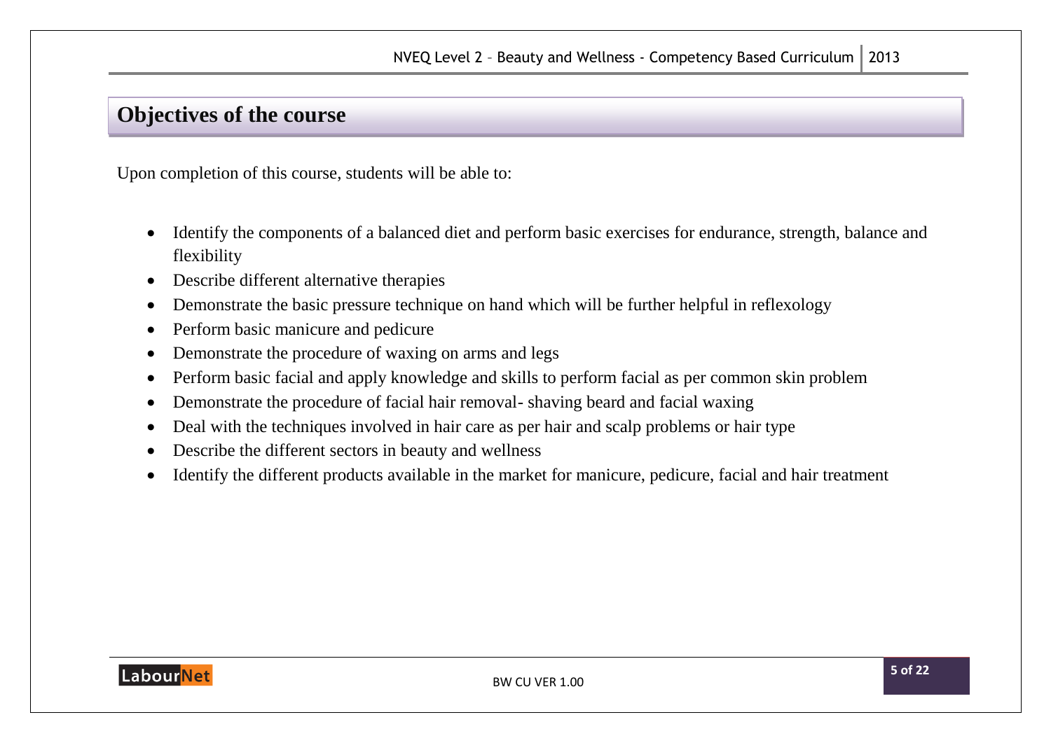# Objectives of the course

Upon completion of this course, students will be able to:

- Identify the components of a balanced diet and perform basic exercises for endurance, strength, balance and flexibility
- Describe different alternative therapies
- Demonstrate the basic pressure technique on hand which will be further helpful in reflexology
- Perform basic manicure and pedicure
- Demonstrate the procedure of waxing on arms and legs
- Perform basic facial and apply knowledge and skills to perform facial as per common skin problem
- Demonstrate the procedure of facial hair removal- shaving beard and facial waxing
- Deal with the techniques involved in hair care as per hair and scalp problems or hair type
- Describe the different sectors in beauty and wellness
- Identify the different products available in the market for manicure, pedicure, facial and hair treatment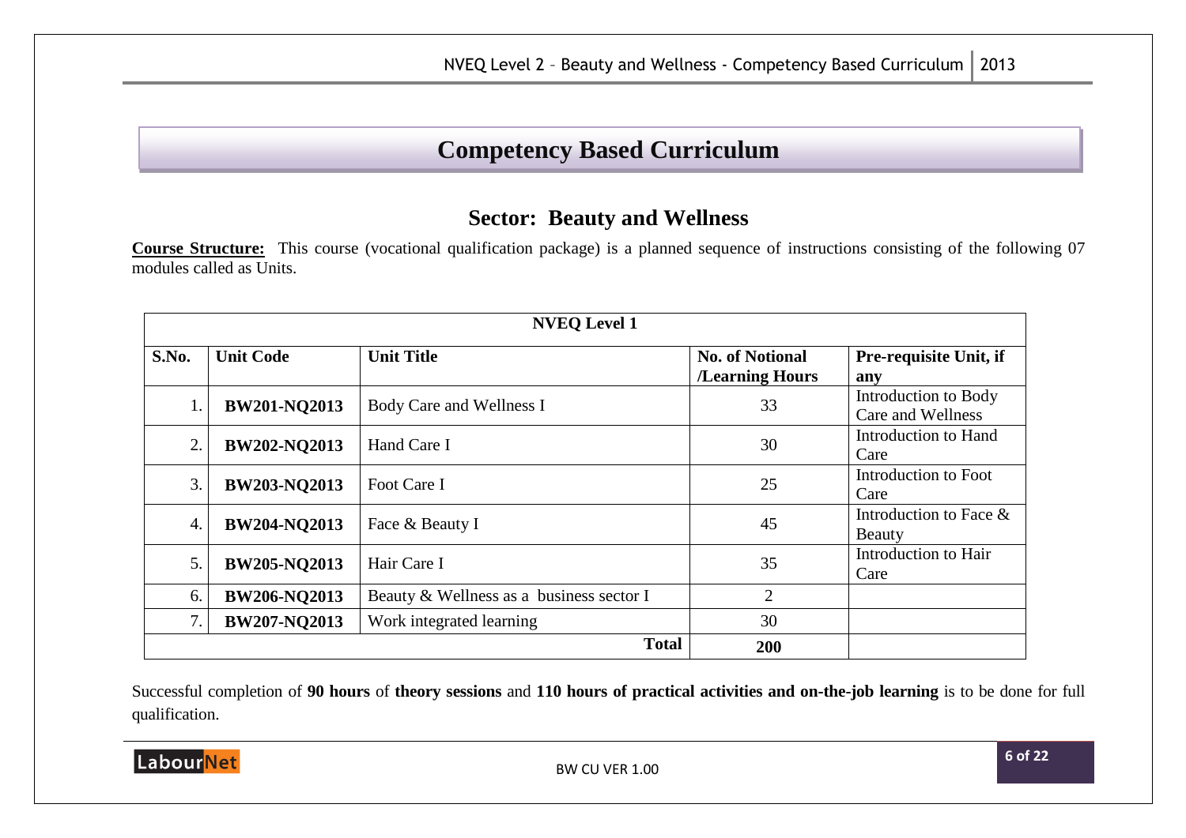# Competency Based Curriculum

## Sector: Beauty and Wellness

**Course Structure:** This course (vocational qualification package) is a planned sequence of instructions consisting of the following 07 modules called as Units.

| **NVEQ Level 1** | | | | |
|---|---|---|---|---|
| **S.No.** | **Unit Code** | **Unit Title** | **No. of Notional /Learning Hours** | **Pre-requisite Unit, if any** |
| 1. | **BW201-NQ2013** | Body Care and Wellness I | 33 | Introduction to Body Care and Wellness |
| 2. | **BW202-NQ2013** | Hand Care I | 30 | Introduction to Hand Care |
| 3. | **BW203-NQ2013** | Foot Care I | 25 | Introduction to Foot Care |
| 4. | **BW204-NQ2013** | Face & Beauty I | 45 | Introduction to Face & Beauty |
| 5. | **BW205-NQ2013** | Hair Care I | 35 | Introduction to Hair Care |
| 6. | **BW206-NQ2013** | Beauty & Wellness as a business sector I | 2 | |
| 7. | **BW207-NQ2013** | Work integrated learning | 30 | |
| | | **Total** | **200** | |

Successful completion of **90 hours** of **theory sessions** and **110 hours of practical activities and on-the-job learning** is to be done for full qualification.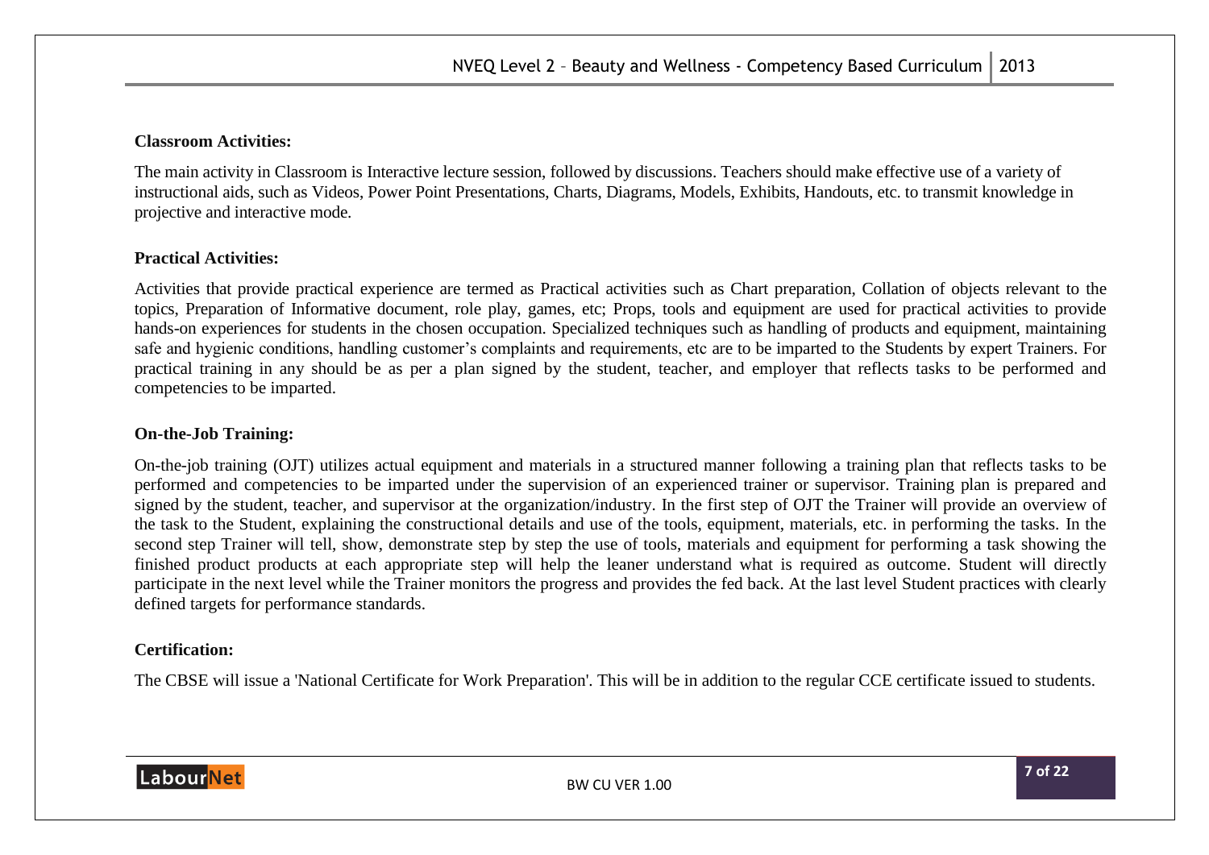**Classroom Activities:**

The main activity in Classroom is Interactive lecture session, followed by discussions. Teachers should make effective use of a variety of instructional aids, such as Videos, Power Point Presentations, Charts, Diagrams, Models, Exhibits, Handouts, etc. to transmit knowledge in projective and interactive mode.

**Practical Activities:**

Activities that provide practical experience are termed as Practical activities such as Chart preparation, Collation of objects relevant to the topics, Preparation of Informative document, role play, games, etc; Props, tools and equipment are used for practical activities to provide hands-on experiences for students in the chosen occupation. Specialized techniques such as handling of products and equipment, maintaining safe and hygienic conditions, handling customer's complaints and requirements, etc are to be imparted to the Students by expert Trainers. For practical training in any should be as per a plan signed by the student, teacher, and employer that reflects tasks to be performed and competencies to be imparted.

**On-the-Job Training:**

On-the-job training (OJT) utilizes actual equipment and materials in a structured manner following a training plan that reflects tasks to be performed and competencies to be imparted under the supervision of an experienced trainer or supervisor. Training plan is prepared and signed by the student, teacher, and supervisor at the organization/industry. In the first step of OJT the Trainer will provide an overview of the task to the Student, explaining the constructional details and use of the tools, equipment, materials, etc. in performing the tasks. In the second step Trainer will tell, show, demonstrate step by step the use of tools, materials and equipment for performing a task showing the finished product products at each appropriate step will help the leaner understand what is required as outcome. Student will directly participate in the next level while the Trainer monitors the progress and provides the fed back. At the last level Student practices with clearly defined targets for performance standards.

**Certification:**

The CBSE will issue a 'National Certificate for Work Preparation'. This will be in addition to the regular CCE certificate issued to students.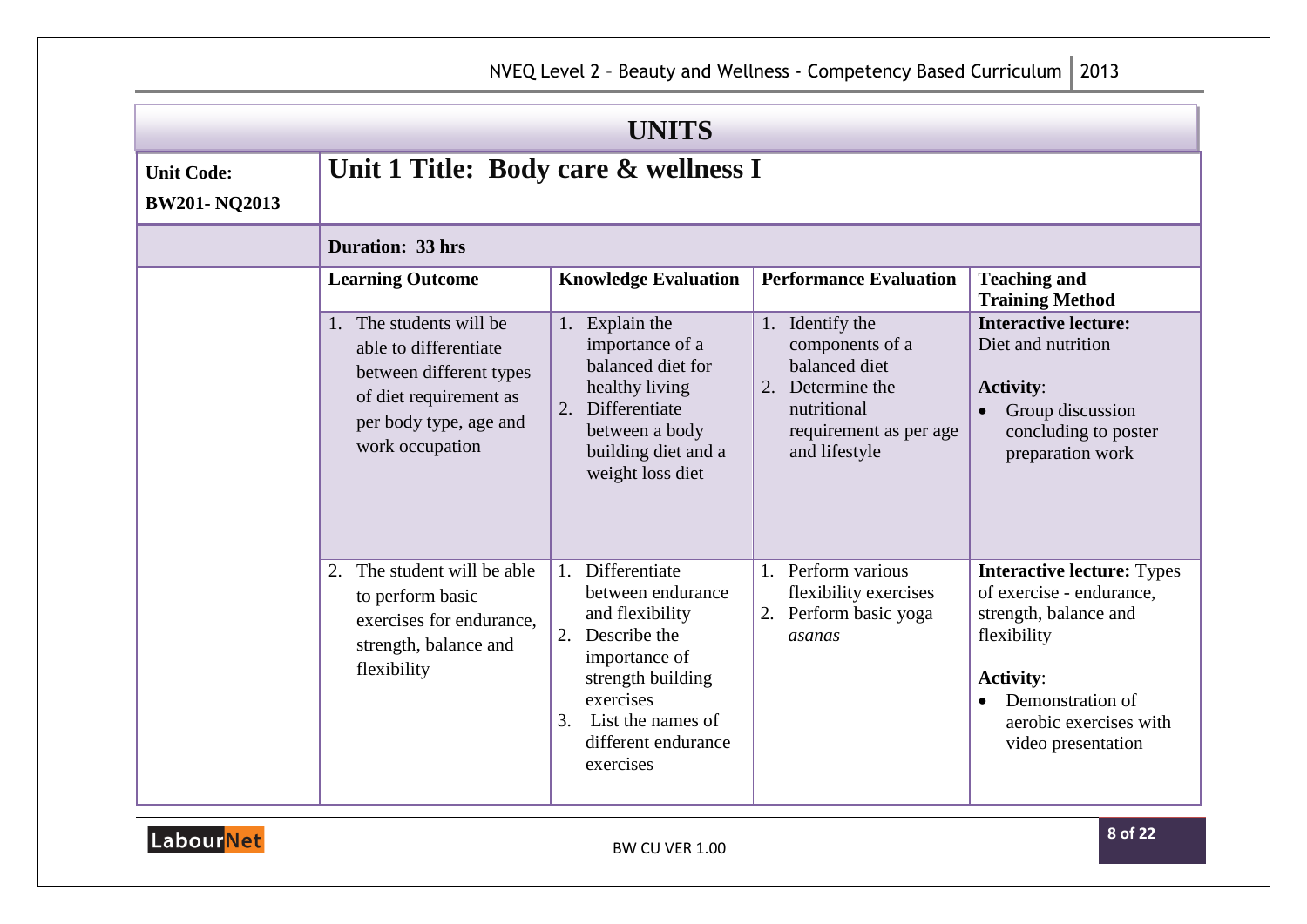## UNITS

| Unit Code: BW201- NQ2013 | Unit 1 Title: Body care & wellness I | | | |
|---|---|---|---|---|
| | **Duration: 33 hrs** | | | |
| | **Learning Outcome** | **Knowledge Evaluation** | **Performance Evaluation** | **Teaching and Training Method** |
| | 1. The students will be able to differentiate between different types of diet requirement as per body type, age and work occupation | 1. Explain the importance of a balanced diet for healthy living<br>2. Differentiate between a body building diet and a weight loss diet | 1. Identify the components of a balanced diet<br>2. Determine the nutritional requirement as per age and lifestyle | **Interactive lecture:** Diet and nutrition<br><br>**Activity**:<br>• Group discussion concluding to poster preparation work |
| | 2. The student will be able to perform basic exercises for endurance, strength, balance and flexibility | 1. Differentiate between endurance and flexibility<br>2. Describe the importance of strength building exercises<br>3. List the names of different endurance exercises | 1. Perform various flexibility exercises<br>2. Perform basic yoga *asanas* | **Interactive lecture:** Types of exercise - endurance, strength, balance and flexibility<br><br>**Activity**:<br>• Demonstration of aerobic exercises with video presentation |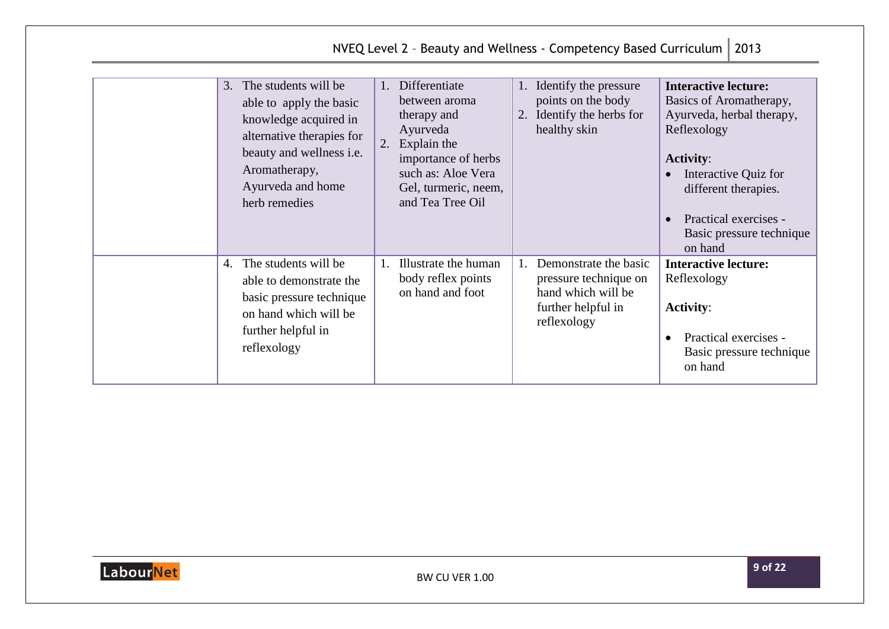| | | | | |
|---|---|---|---|---|
| | 3. The students will be able to apply the basic knowledge acquired in alternative therapies for beauty and wellness i.e. Aromatherapy, Ayurveda and home herb remedies | 1. Differentiate between aroma therapy and Ayurveda<br>2. Explain the importance of herbs such as: Aloe Vera Gel, turmeric, neem, and Tea Tree Oil | 1. Identify the pressure points on the body<br>2. Identify the herbs for healthy skin | **Interactive lecture:** Basics of Aromatherapy, Ayurveda, herbal therapy, Reflexology<br><br>**Activity**:<br>• Interactive Quiz for different therapies.<br>• Practical exercises - Basic pressure technique on hand |
| | 4. The students will be able to demonstrate the basic pressure technique on hand which will be further helpful in reflexology | 1. Illustrate the human body reflex points on hand and foot | 1. Demonstrate the basic pressure technique on hand which will be further helpful in reflexology | **Interactive lecture:** Reflexology<br><br>**Activity**:<br>• Practical exercises - Basic pressure technique on hand |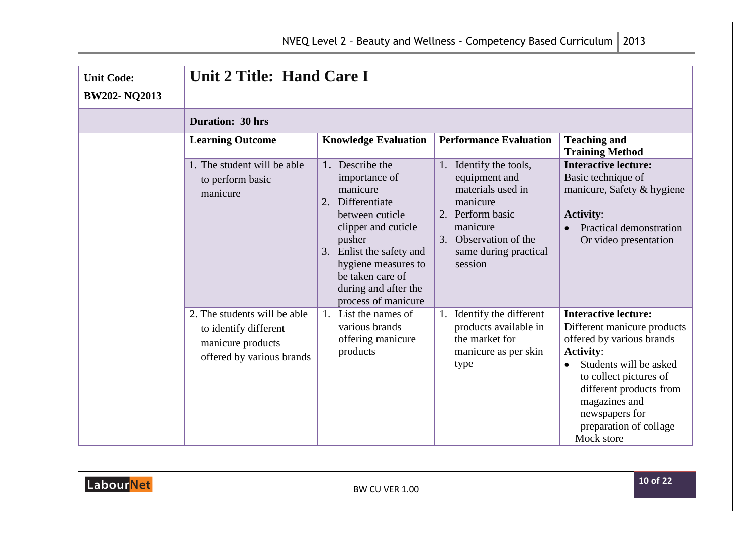| Unit Code: BW202- NQ2013 | Unit 2 Title: Hand Care I | | | |
|---|---|---|---|---|
| | **Duration: 30 hrs** | | | |
| | **Learning Outcome** | **Knowledge Evaluation** | **Performance Evaluation** | **Teaching and Training Method** |
| | 1. The student will be able to perform basic manicure | 1. Describe the importance of manicure<br>2. Differentiate between cuticle clipper and cuticle pusher<br>3. Enlist the safety and hygiene measures to be taken care of during and after the process of manicure | 1. Identify the tools, equipment and materials used in manicure<br>2. Perform basic manicure<br>3. Observation of the same during practical session | **Interactive lecture:** Basic technique of manicure, Safety & hygiene<br><br>**Activity**:<br>• Practical demonstration Or video presentation |
| | 2. The students will be able to identify different manicure products offered by various brands | 1. List the names of various brands offering manicure products | 1. Identify the different products available in the market for manicure as per skin type | **Interactive lecture:** Different manicure products offered by various brands<br>**Activity**:<br>• Students will be asked to collect pictures of different products from magazines and newspapers for preparation of collage<br>Mock store |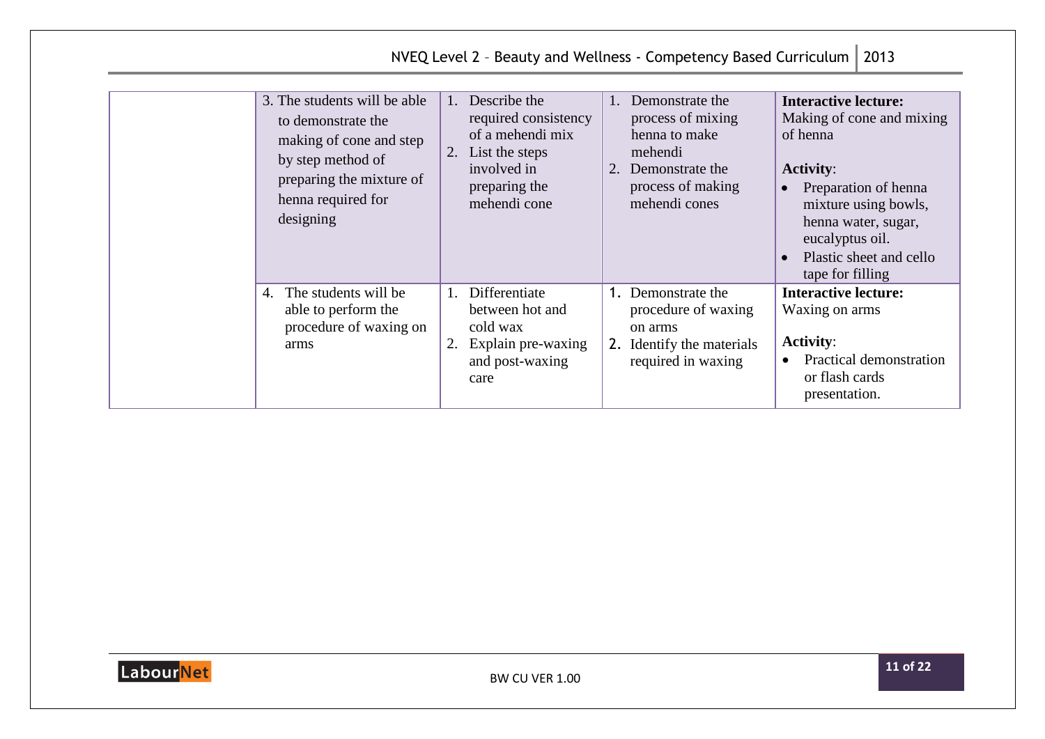| | | | | |
|---|---|---|---|---|
| | 3. The students will be able to demonstrate the making of cone and step by step method of preparing the mixture of henna required for designing | 1. Describe the required consistency of a mehendi mix<br>2. List the steps involved in preparing the mehendi cone | 1. Demonstrate the process of mixing henna to make mehendi<br>2. Demonstrate the process of making mehendi cones | **Interactive lecture:**<br>Making of cone and mixing of henna<br><br>**Activity**:<br>• Preparation of henna mixture using bowls, henna water, sugar, eucalyptus oil.<br>• Plastic sheet and cello tape for filling |
| | 4. The students will be able to perform the procedure of waxing on arms | 1. Differentiate between hot and cold wax<br>2. Explain pre-waxing and post-waxing care | 1. Demonstrate the procedure of waxing on arms<br>2. Identify the materials required in waxing | **Interactive lecture:**<br>Waxing on arms<br><br>**Activity**:<br>• Practical demonstration or flash cards presentation. |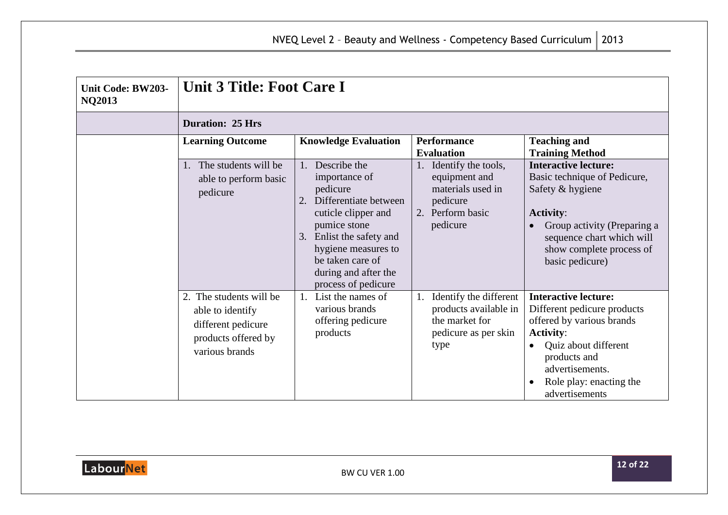| Unit Code: BW203-NQ2013 | Unit 3 Title: Foot Care I | | | |
|---|---|---|---|---|
| | **Duration: 25 Hrs** | | | |
| | **Learning Outcome** | **Knowledge Evaluation** | **Performance Evaluation** | **Teaching and Training Method** |
| | 1. The students will be able to perform basic pedicure | 1. Describe the importance of pedicure<br>2. Differentiate between cuticle clipper and pumice stone<br>3. Enlist the safety and hygiene measures to be taken care of during and after the process of pedicure | 1. Identify the tools, equipment and materials used in pedicure<br>2. Perform basic pedicure | **Interactive lecture:** Basic technique of Pedicure, Safety & hygiene<br><br>**Activity**:<br>• Group activity (Preparing a sequence chart which will show complete process of basic pedicure) |
| | 2. The students will be able to identify different pedicure products offered by various brands | 1. List the names of various brands offering pedicure products | 1. Identify the different products available in the market for pedicure as per skin type | **Interactive lecture:** Different pedicure products offered by various brands<br>**Activity**:<br>• Quiz about different products and advertisements.<br>• Role play: enacting the advertisements |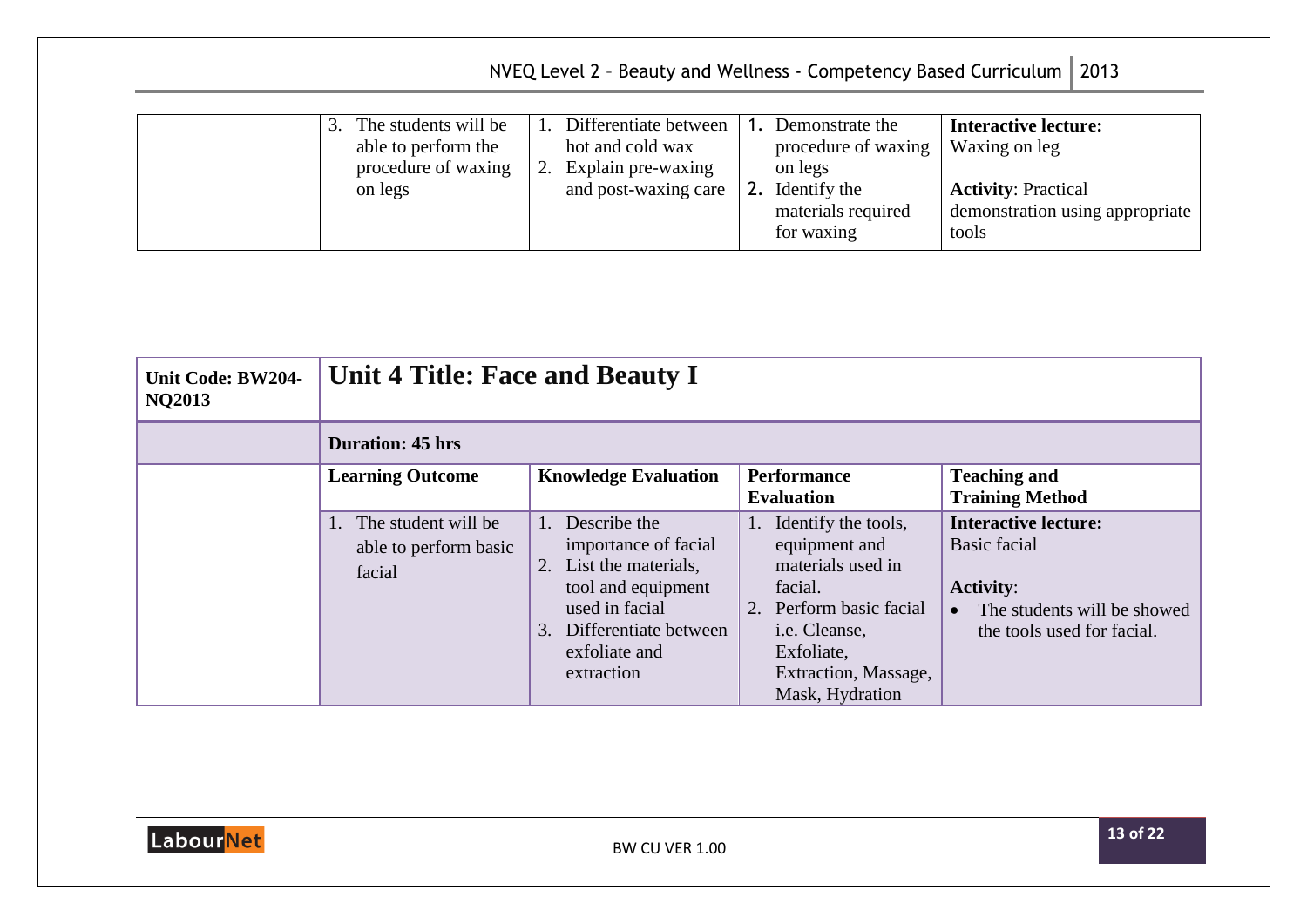| | Learning Outcome | Knowledge Evaluation | Performance Evaluation | Teaching and Training Method |
|---|---|---|---|---|
| | 3. The students will be able to perform the procedure of waxing on legs | 1. Differentiate between hot and cold wax<br>2. Explain pre-waxing and post-waxing care | 1. Demonstrate the procedure of waxing on legs<br>2. Identify the materials required for waxing | **Interactive lecture:** Waxing on leg<br><br>**Activity**: Practical demonstration using appropriate tools |

| **Unit Code: BW204-NQ2013** | **Unit 4 Title: Face and Beauty I** | | | |
|---|---|---|---|---|
| | **Duration: 45 hrs** | | | |
| | **Learning Outcome** | **Knowledge Evaluation** | **Performance Evaluation** | **Teaching and Training Method** |
| | 1. The student will be able to perform basic facial | 1. Describe the importance of facial<br>2. List the materials, tool and equipment used in facial<br>3. Differentiate between exfoliate and extraction | 1. Identify the tools, equipment and materials used in facial.<br>2. Perform basic facial i.e. Cleanse, Exfoliate, Extraction, Massage, Mask, Hydration | **Interactive lecture:** Basic facial<br><br>**Activity**:<br>• The students will be showed the tools used for facial. |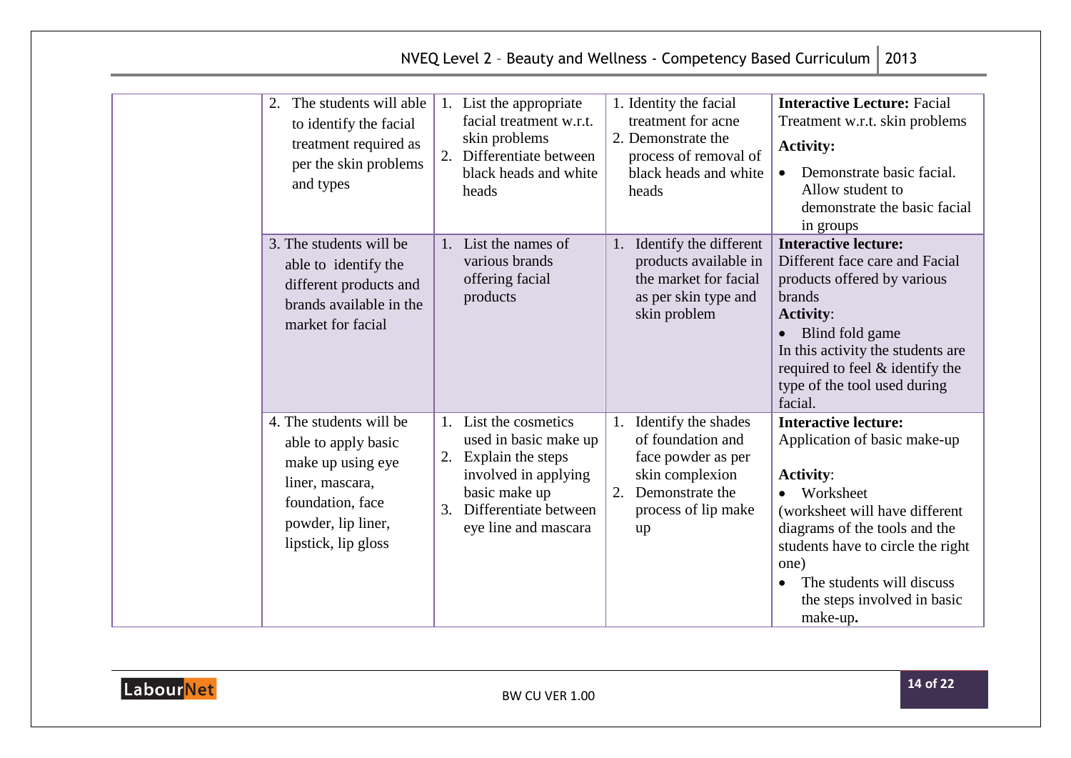| | | | | |
|---|---|---|---|---|
| | 2. The students will able to identify the facial treatment required as per the skin problems and types | 1. List the appropriate facial treatment w.r.t. skin problems<br>2. Differentiate between black heads and white heads | 1. Identity the facial treatment for acne<br>2. Demonstrate the process of removal of black heads and white heads | **Interactive Lecture:** Facial Treatment w.r.t. skin problems<br>**Activity:**<br>• Demonstrate basic facial. Allow student to demonstrate the basic facial in groups |
| | 3. The students will be able to identify the different products and brands available in the market for facial | 1. List the names of various brands offering facial products | 1. Identify the different products available in the market for facial as per skin type and skin problem | **Interactive lecture:** Different face care and Facial products offered by various brands<br>**Activity**:<br>• Blind fold game<br>In this activity the students are required to feel & identify the type of the tool used during facial. |
| | 4. The students will be able to apply basic make up using eye liner, mascara, foundation, face powder, lip liner, lipstick, lip gloss | 1. List the cosmetics used in basic make up<br>2. Explain the steps involved in applying basic make up<br>3. Differentiate between eye line and mascara | 1. Identify the shades of foundation and face powder as per skin complexion<br>2. Demonstrate the process of lip make up | **Interactive lecture:** Application of basic make-up<br>**Activity**:<br>• Worksheet<br>(worksheet will have different diagrams of the tools and the students have to circle the right one)<br>• The students will discuss the steps involved in basic make-up**.** |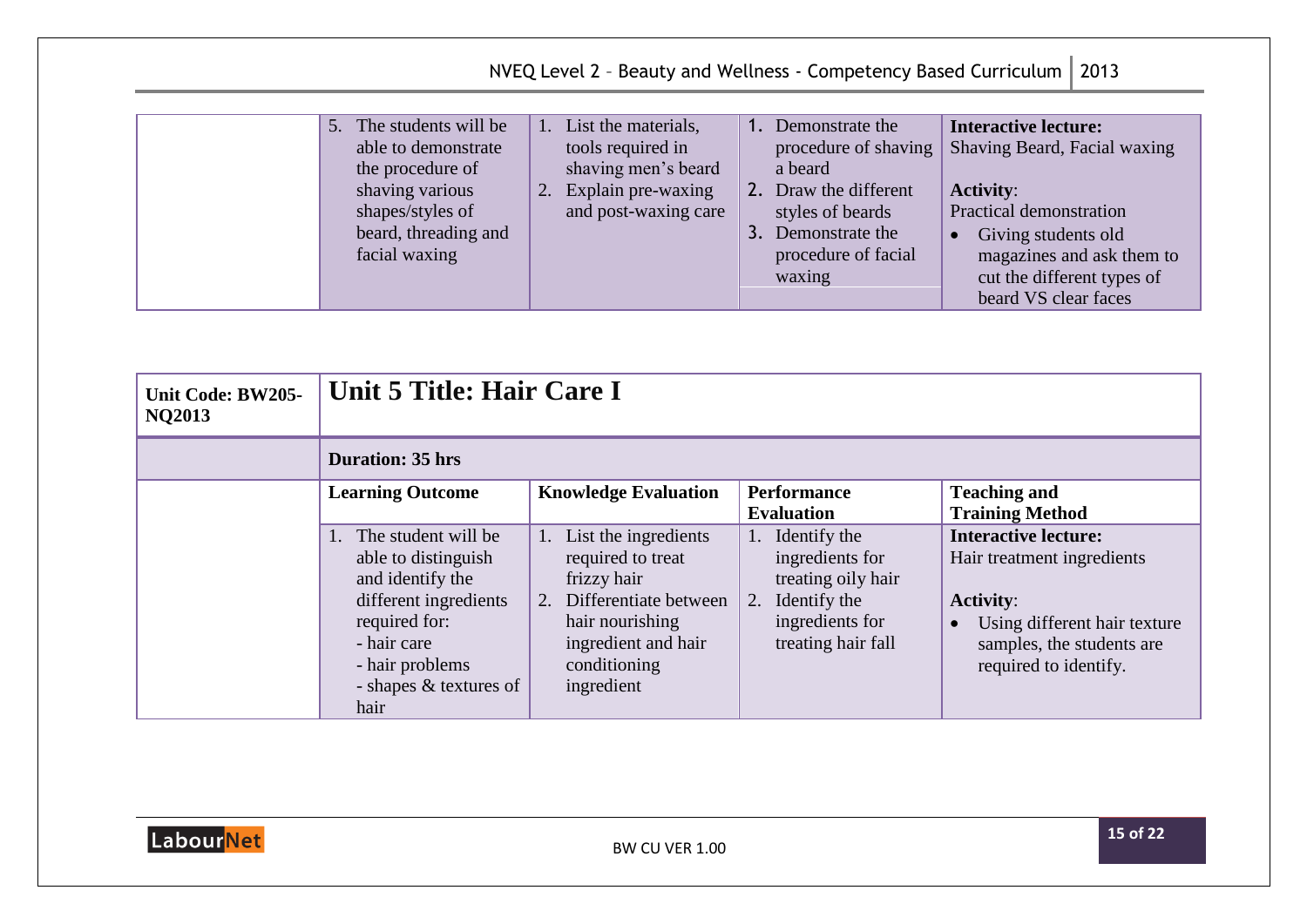| | Learning Outcome | Knowledge Evaluation | Performance Evaluation | Teaching and Training Method |
|---|---|---|---|---|
| | 5. The students will be able to demonstrate the procedure of shaving various shapes/styles of beard, threading and facial waxing | 1. List the materials, tools required in shaving men's beard<br>2. Explain pre-waxing and post-waxing care | 1. Demonstrate the procedure of shaving a beard<br>2. Draw the different styles of beards<br>3. Demonstrate the procedure of facial waxing | **Interactive lecture:** Shaving Beard, Facial waxing<br><br>**Activity**: Practical demonstration<br>• Giving students old magazines and ask them to cut the different types of beard VS clear faces |

| **Unit Code: BW205-NQ2013** | **Unit 5 Title: Hair Care I** | | | |
|---|---|---|---|---|
| | **Duration: 35 hrs** | | | |
| | **Learning Outcome** | **Knowledge Evaluation** | **Performance Evaluation** | **Teaching and Training Method** |
| | 1. The student will be able to distinguish and identify the different ingredients required for:<br>- hair care<br>- hair problems<br>- shapes & textures of hair | 1. List the ingredients required to treat frizzy hair<br>2. Differentiate between hair nourishing ingredient and hair conditioning ingredient | 1. Identify the ingredients for treating oily hair<br>2. Identify the ingredients for treating hair fall | **Interactive lecture:** Hair treatment ingredients<br><br>**Activity**:<br>• Using different hair texture samples, the students are required to identify. |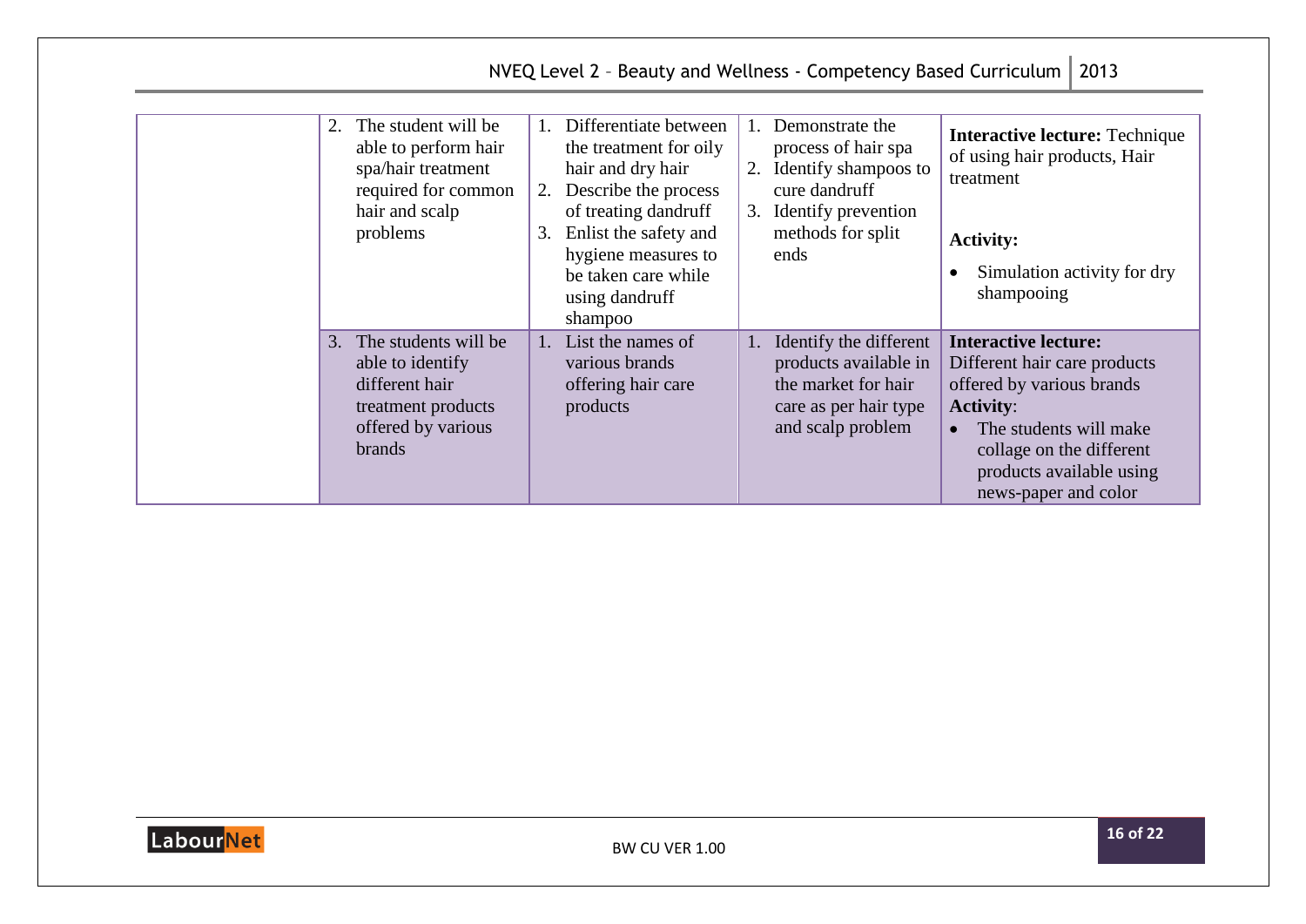| | | | | |
|---|---|---|---|---|
| | 2. The student will be able to perform hair spa/hair treatment required for common hair and scalp problems | 1. Differentiate between the treatment for oily hair and dry hair<br>2. Describe the process of treating dandruff<br>3. Enlist the safety and hygiene measures to be taken care while using dandruff shampoo | 1. Demonstrate the process of hair spa<br>2. Identify shampoos to cure dandruff<br>3. Identify prevention methods for split ends | **Interactive lecture:** Technique of using hair products, Hair treatment<br><br>**Activity:**<br>• Simulation activity for dry shampooing |
| | 3. The students will be able to identify different hair treatment products offered by various brands | 1. List the names of various brands offering hair care products | 1. Identify the different products available in the market for hair care as per hair type and scalp problem | **Interactive lecture:** Different hair care products offered by various brands<br>**Activity**:<br>• The students will make collage on the different products available using news-paper and color |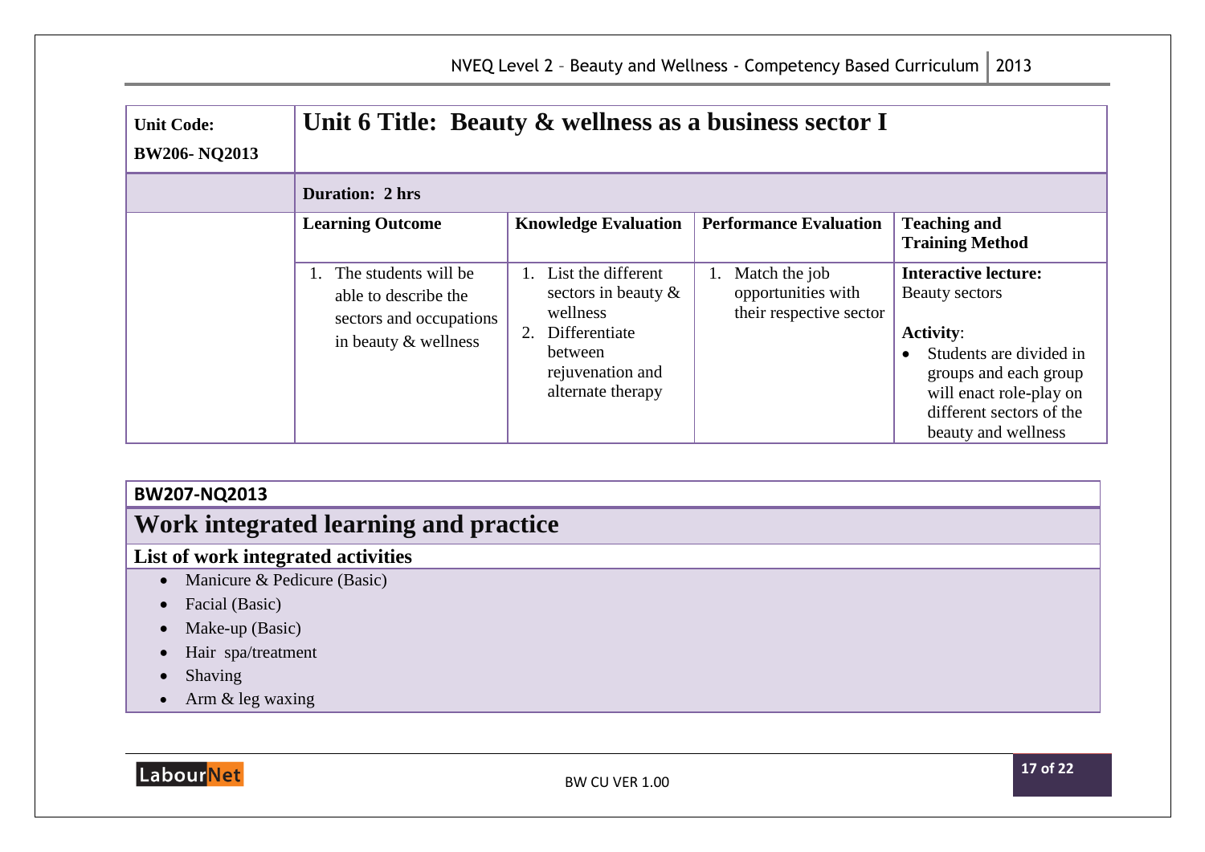| Unit Code: BW206- NQ2013 | Unit 6 Title: Beauty & wellness as a business sector I | | | |
|---|---|---|---|---|
| | **Duration: 2 hrs** | | | |
| | **Learning Outcome** | **Knowledge Evaluation** | **Performance Evaluation** | **Teaching and Training Method** |
| | 1. The students will be able to describe the sectors and occupations in beauty & wellness | 1. List the different sectors in beauty & wellness<br>2. Differentiate between rejuvenation and alternate therapy | 1. Match the job opportunities with their respective sector | **Interactive lecture:** Beauty sectors<br><br>**Activity**:<br>• Students are divided in groups and each group will enact role-play on different sectors of the beauty and wellness |

**BW207-NQ2013**

## Work integrated learning and practice

**List of work integrated activities**

- Manicure & Pedicure (Basic)
- Facial (Basic)
- Make-up (Basic)
- Hair spa/treatment
- Shaving
- Arm & leg waxing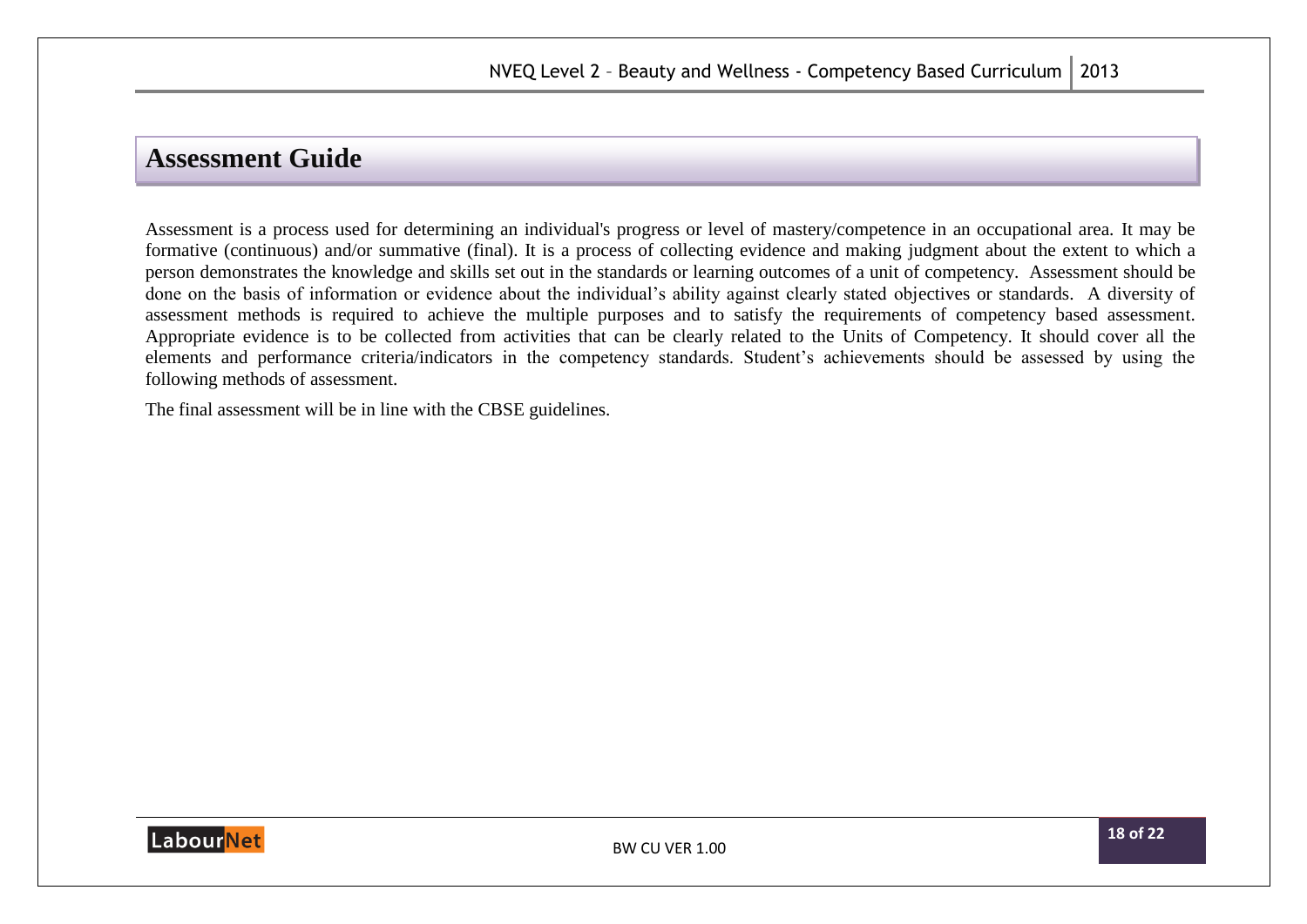# Assessment Guide

Assessment is a process used for determining an individual's progress or level of mastery/competence in an occupational area. It may be formative (continuous) and/or summative (final). It is a process of collecting evidence and making judgment about the extent to which a person demonstrates the knowledge and skills set out in the standards or learning outcomes of a unit of competency. Assessment should be done on the basis of information or evidence about the individual's ability against clearly stated objectives or standards. A diversity of assessment methods is required to achieve the multiple purposes and to satisfy the requirements of competency based assessment. Appropriate evidence is to be collected from activities that can be clearly related to the Units of Competency. It should cover all the elements and performance criteria/indicators in the competency standards. Student's achievements should be assessed by using the following methods of assessment.

The final assessment will be in line with the CBSE guidelines.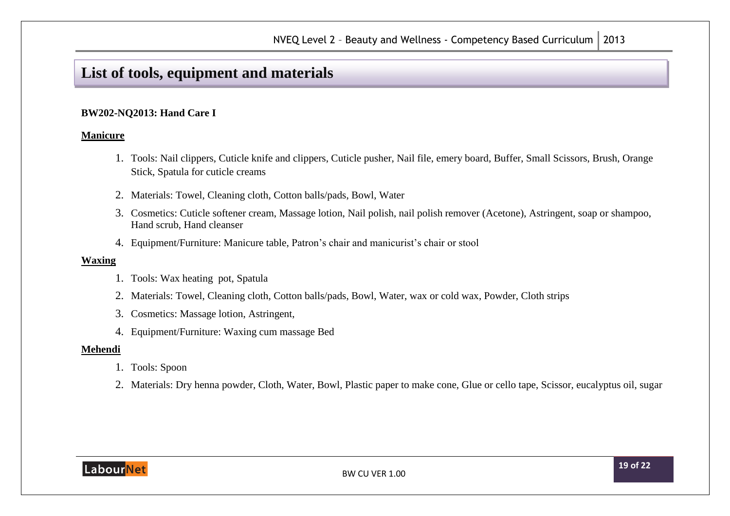## List of tools, equipment and materials

**BW202-NQ2013: Hand Care I**

**Manicure**

1. Tools: Nail clippers, Cuticle knife and clippers, Cuticle pusher, Nail file, emery board, Buffer, Small Scissors, Brush, Orange Stick, Spatula for cuticle creams
2. Materials: Towel, Cleaning cloth, Cotton balls/pads, Bowl, Water
3. Cosmetics: Cuticle softener cream, Massage lotion, Nail polish, nail polish remover (Acetone), Astringent, soap or shampoo, Hand scrub, Hand cleanser
4. Equipment/Furniture: Manicure table, Patron's chair and manicurist's chair or stool

**Waxing**

1. Tools: Wax heating pot, Spatula
2. Materials: Towel, Cleaning cloth, Cotton balls/pads, Bowl, Water, wax or cold wax, Powder, Cloth strips
3. Cosmetics: Massage lotion, Astringent,
4. Equipment/Furniture: Waxing cum massage Bed

**Mehendi**

1. Tools: Spoon
2. Materials: Dry henna powder, Cloth, Water, Bowl, Plastic paper to make cone, Glue or cello tape, Scissor, eucalyptus oil, sugar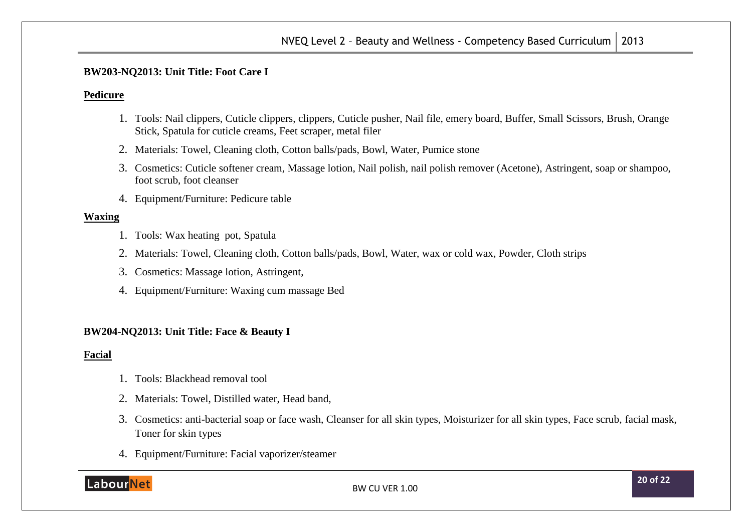**BW203-NQ2013: Unit Title: Foot Care I**

**Pedicure**

1. Tools: Nail clippers, Cuticle clippers, clippers, Cuticle pusher, Nail file, emery board, Buffer, Small Scissors, Brush, Orange Stick, Spatula for cuticle creams, Feet scraper, metal filer
2. Materials: Towel, Cleaning cloth, Cotton balls/pads, Bowl, Water, Pumice stone
3. Cosmetics: Cuticle softener cream, Massage lotion, Nail polish, nail polish remover (Acetone), Astringent, soap or shampoo, foot scrub, foot cleanser
4. Equipment/Furniture: Pedicure table

**Waxing**

1. Tools: Wax heating pot, Spatula
2. Materials: Towel, Cleaning cloth, Cotton balls/pads, Bowl, Water, wax or cold wax, Powder, Cloth strips
3. Cosmetics: Massage lotion, Astringent,
4. Equipment/Furniture: Waxing cum massage Bed

**BW204-NQ2013: Unit Title: Face & Beauty I**

**Facial**

1. Tools: Blackhead removal tool
2. Materials: Towel, Distilled water, Head band,
3. Cosmetics: anti-bacterial soap or face wash, Cleanser for all skin types, Moisturizer for all skin types, Face scrub, facial mask, Toner for skin types
4. Equipment/Furniture: Facial vaporizer/steamer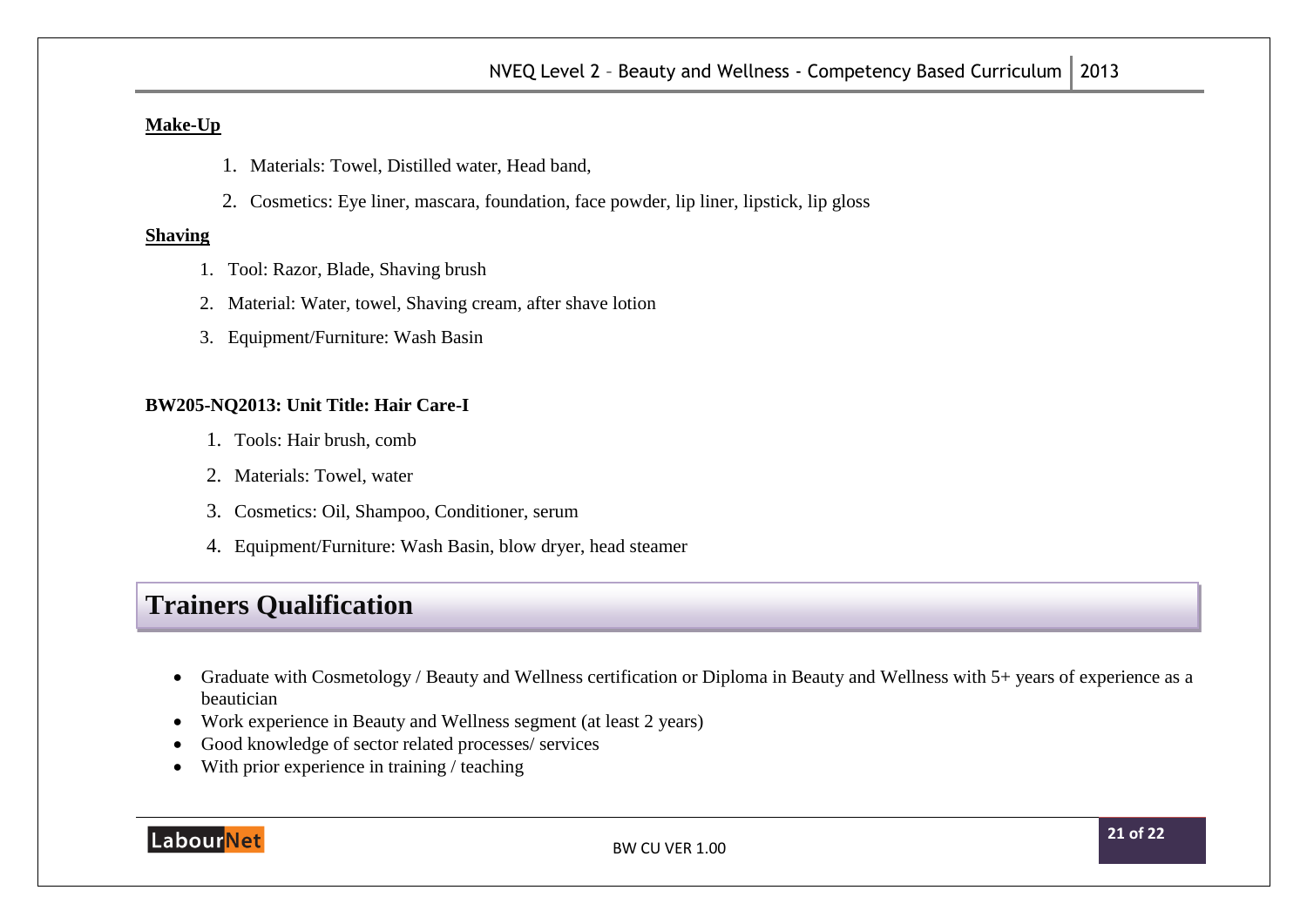**Make-Up**

1. Materials: Towel, Distilled water, Head band,
2. Cosmetics: Eye liner, mascara, foundation, face powder, lip liner, lipstick, lip gloss

**Shaving**

1. Tool: Razor, Blade, Shaving brush
2. Material: Water, towel, Shaving cream, after shave lotion
3. Equipment/Furniture: Wash Basin

**BW205-NQ2013: Unit Title: Hair Care-I**

1. Tools: Hair brush, comb
2. Materials: Towel, water
3. Cosmetics: Oil, Shampoo, Conditioner, serum
4. Equipment/Furniture: Wash Basin, blow dryer, head steamer

# Trainers Qualification

- Graduate with Cosmetology / Beauty and Wellness certification or Diploma in Beauty and Wellness with 5+ years of experience as a beautician
- Work experience in Beauty and Wellness segment (at least 2 years)
- Good knowledge of sector related processes/ services
- With prior experience in training / teaching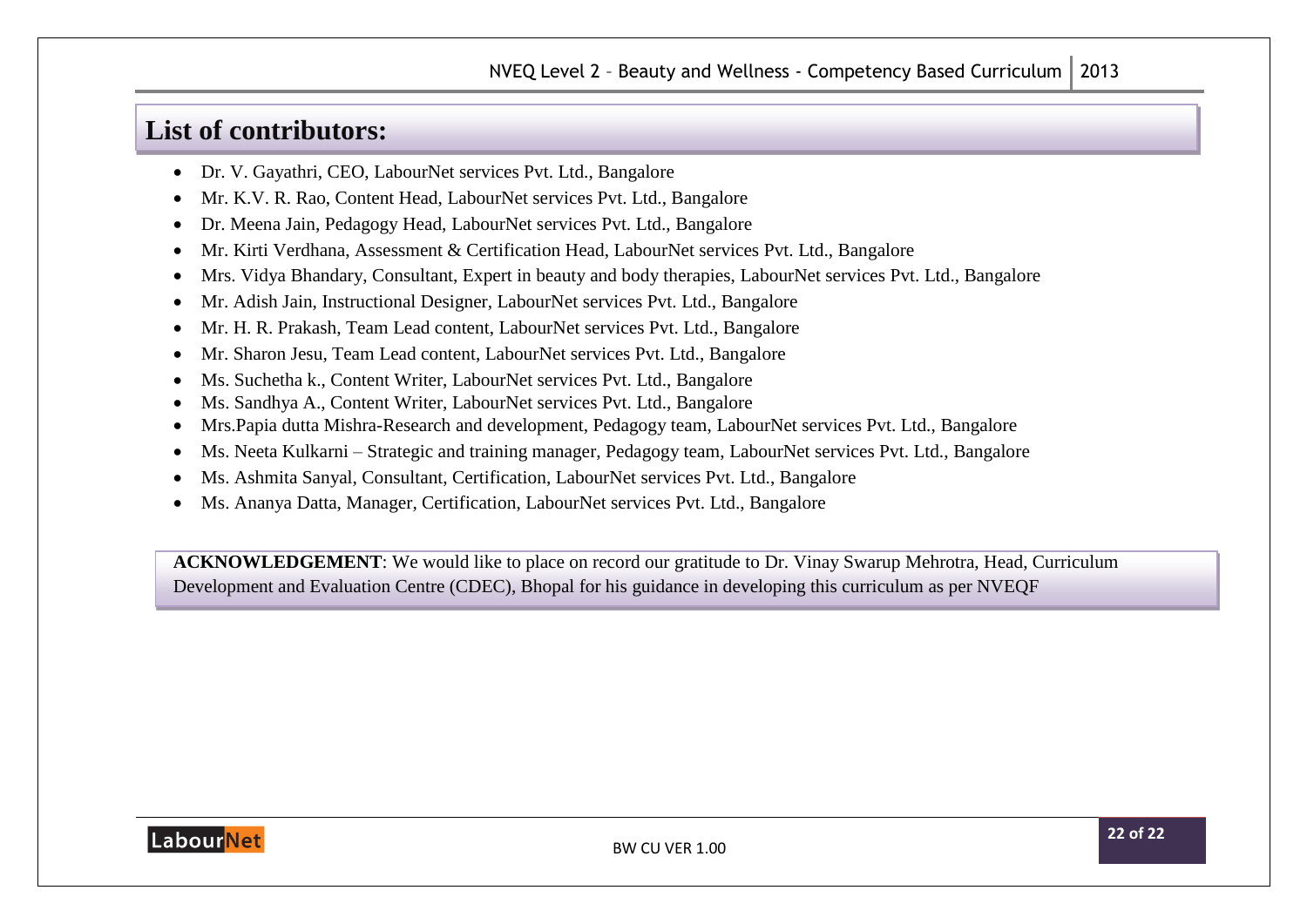## List of contributors:

- Dr. V. Gayathri, CEO, LabourNet services Pvt. Ltd., Bangalore
- Mr. K.V. R. Rao, Content Head, LabourNet services Pvt. Ltd., Bangalore
- Dr. Meena Jain, Pedagogy Head, LabourNet services Pvt. Ltd., Bangalore
- Mr. Kirti Verdhana, Assessment & Certification Head, LabourNet services Pvt. Ltd., Bangalore
- Mrs. Vidya Bhandary, Consultant, Expert in beauty and body therapies, LabourNet services Pvt. Ltd., Bangalore
- Mr. Adish Jain, Instructional Designer, LabourNet services Pvt. Ltd., Bangalore
- Mr. H. R. Prakash, Team Lead content, LabourNet services Pvt. Ltd., Bangalore
- Mr. Sharon Jesu, Team Lead content, LabourNet services Pvt. Ltd., Bangalore
- Ms. Suchetha k., Content Writer, LabourNet services Pvt. Ltd., Bangalore
- Ms. Sandhya A., Content Writer, LabourNet services Pvt. Ltd., Bangalore
- Mrs.Papia dutta Mishra-Research and development, Pedagogy team, LabourNet services Pvt. Ltd., Bangalore
- Ms. Neeta Kulkarni – Strategic and training manager, Pedagogy team, LabourNet services Pvt. Ltd., Bangalore
- Ms. Ashmita Sanyal, Consultant, Certification, LabourNet services Pvt. Ltd., Bangalore
- Ms. Ananya Datta, Manager, Certification, LabourNet services Pvt. Ltd., Bangalore

**ACKNOWLEDGEMENT**: We would like to place on record our gratitude to Dr. Vinay Swarup Mehrotra, Head, Curriculum Development and Evaluation Centre (CDEC), Bhopal for his guidance in developing this curriculum as per NVEQF